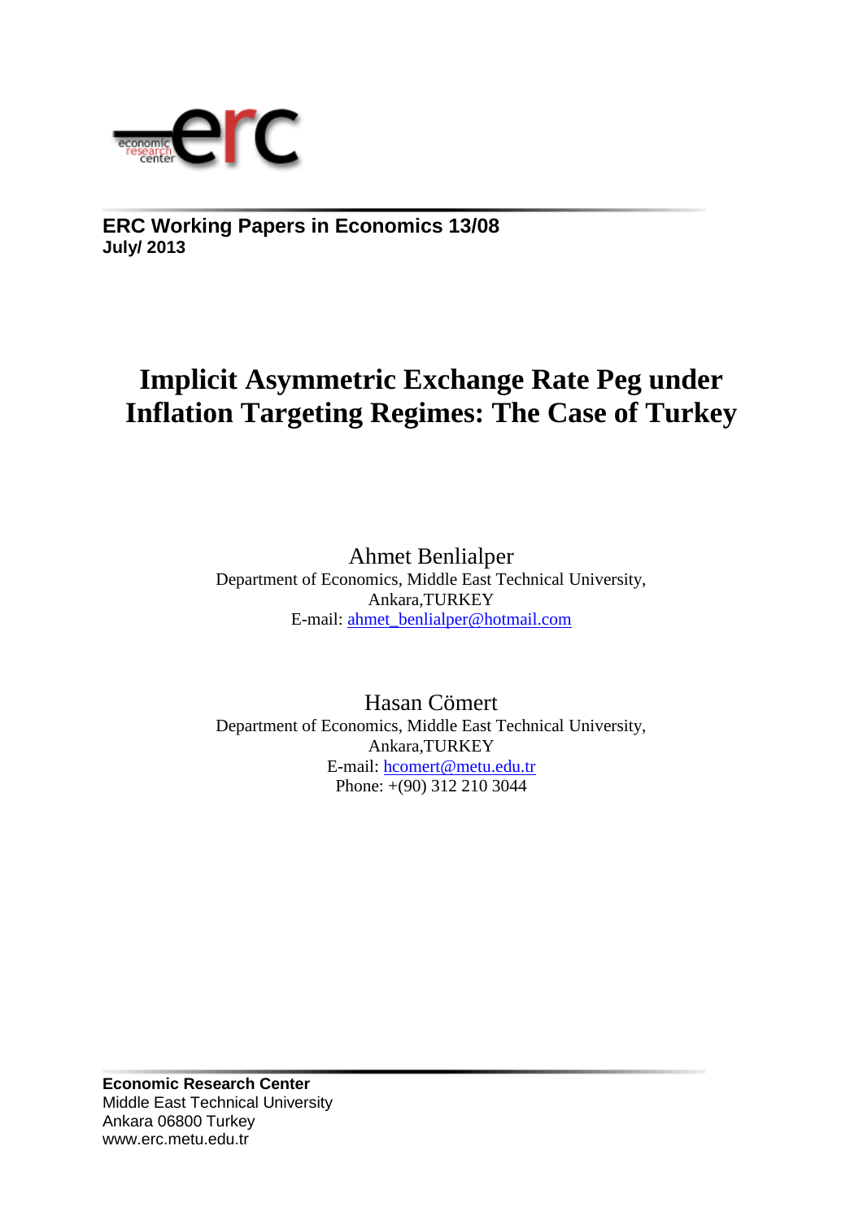**ERC Working Papers in Economics 13/08**
**July/ 2013**

# Implicit Asymmetric Exchange Rate Peg under Inflation Targeting Regimes: The Case of Turkey

Ahmet Benlialper
Department of Economics, Middle East Technical University,
Ankara,TURKEY
E-mail: ahmet_benlialper@hotmail.com

Hasan Cömert
Department of Economics, Middle East Technical University,
Ankara,TURKEY
E-mail: hcomert@metu.edu.tr
Phone: +(90) 312 210 3044

**Economic Research Center**
Middle East Technical University
Ankara 06800 Turkey
www.erc.metu.edu.tr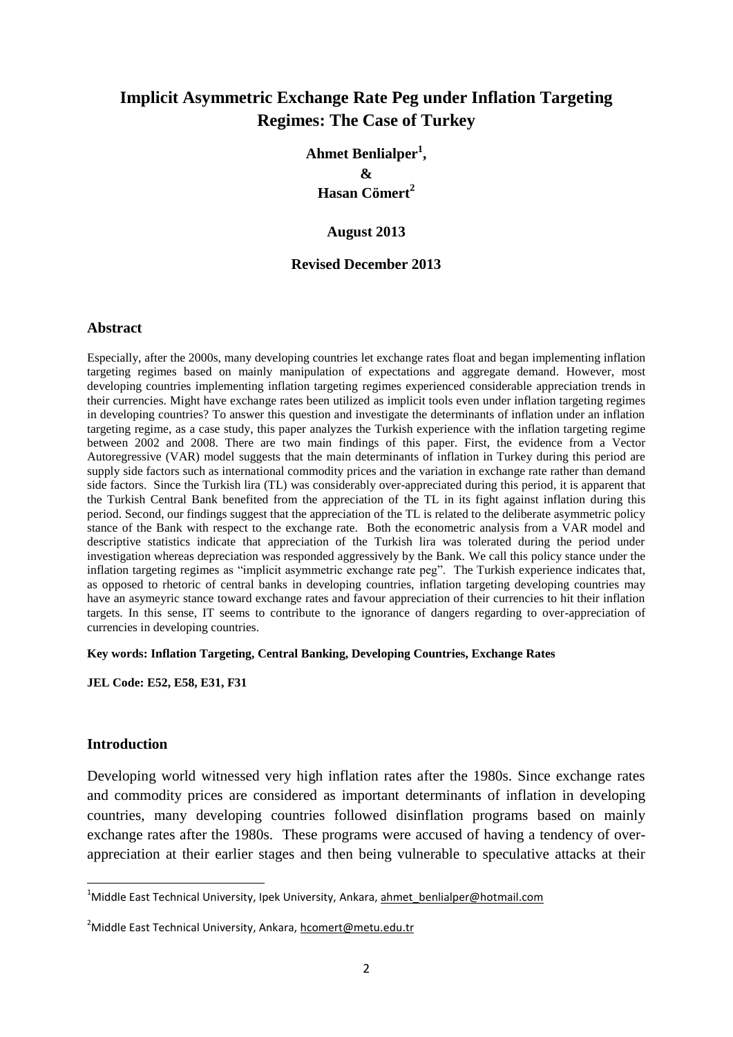# Implicit Asymmetric Exchange Rate Peg under Inflation Targeting Regimes: The Case of Turkey

**Ahmet Benlialper[1],**

**&**

**Hasan Cömert[2]**

**August 2013**

**Revised December 2013**

## Abstract

Especially, after the 2000s, many developing countries let exchange rates float and began implementing inflation targeting regimes based on mainly manipulation of expectations and aggregate demand. However, most developing countries implementing inflation targeting regimes experienced considerable appreciation trends in their currencies. Might have exchange rates been utilized as implicit tools even under inflation targeting regimes in developing countries? To answer this question and investigate the determinants of inflation under an inflation targeting regime, as a case study, this paper analyzes the Turkish experience with the inflation targeting regime between 2002 and 2008. There are two main findings of this paper. First, the evidence from a Vector Autoregressive (VAR) model suggests that the main determinants of inflation in Turkey during this period are supply side factors such as international commodity prices and the variation in exchange rate rather than demand side factors. Since the Turkish lira (TL) was considerably over-appreciated during this period, it is apparent that the Turkish Central Bank benefited from the appreciation of the TL in its fight against inflation during this period. Second, our findings suggest that the appreciation of the TL is related to the deliberate asymmetric policy stance of the Bank with respect to the exchange rate. Both the econometric analysis from a VAR model and descriptive statistics indicate that appreciation of the Turkish lira was tolerated during the period under investigation whereas depreciation was responded aggressively by the Bank. We call this policy stance under the inflation targeting regimes as "implicit asymmetric exchange rate peg". The Turkish experience indicates that, as opposed to rhetoric of central banks in developing countries, inflation targeting developing countries may have an asymeyric stance toward exchange rates and favour appreciation of their currencies to hit their inflation targets. In this sense, IT seems to contribute to the ignorance of dangers regarding to over-appreciation of currencies in developing countries.

**Key words: Inflation Targeting, Central Banking, Developing Countries, Exchange Rates**

**JEL Code: E52, E58, E31, F31**

## Introduction

Developing world witnessed very high inflation rates after the 1980s. Since exchange rates and commodity prices are considered as important determinants of inflation in developing countries, many developing countries followed disinflation programs based on mainly exchange rates after the 1980s. These programs were accused of having a tendency of over-appreciation at their earlier stages and then being vulnerable to speculative attacks at their

---

[1] Middle East Technical University, Ipek University, Ankara, ahmet_benlialper@hotmail.com

[2] Middle East Technical University, Ankara, hcomert@metu.edu.tr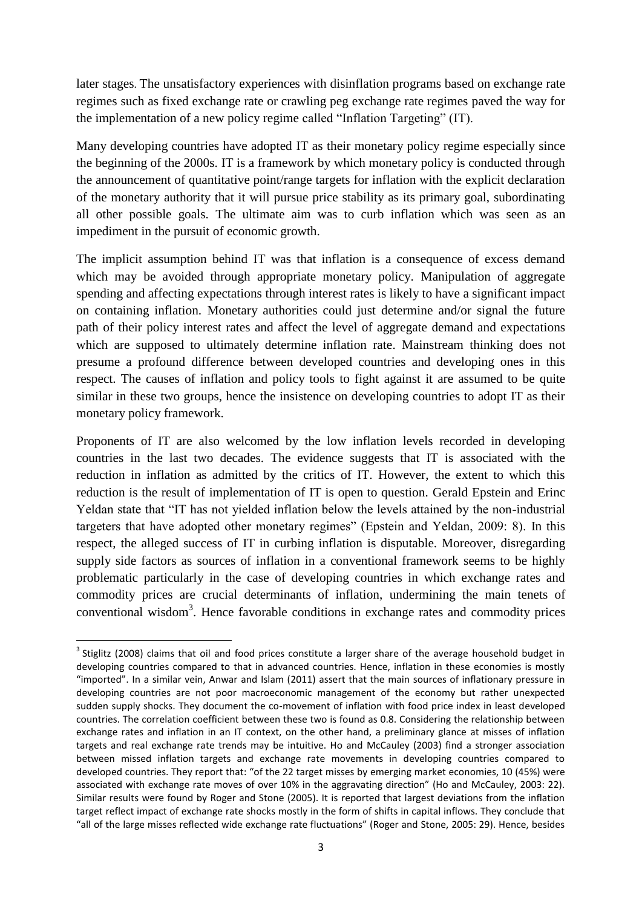later stages. The unsatisfactory experiences with disinflation programs based on exchange rate regimes such as fixed exchange rate or crawling peg exchange rate regimes paved the way for the implementation of a new policy regime called "Inflation Targeting" (IT).

Many developing countries have adopted IT as their monetary policy regime especially since the beginning of the 2000s. IT is a framework by which monetary policy is conducted through the announcement of quantitative point/range targets for inflation with the explicit declaration of the monetary authority that it will pursue price stability as its primary goal, subordinating all other possible goals. The ultimate aim was to curb inflation which was seen as an impediment in the pursuit of economic growth.

The implicit assumption behind IT was that inflation is a consequence of excess demand which may be avoided through appropriate monetary policy. Manipulation of aggregate spending and affecting expectations through interest rates is likely to have a significant impact on containing inflation. Monetary authorities could just determine and/or signal the future path of their policy interest rates and affect the level of aggregate demand and expectations which are supposed to ultimately determine inflation rate. Mainstream thinking does not presume a profound difference between developed countries and developing ones in this respect. The causes of inflation and policy tools to fight against it are assumed to be quite similar in these two groups, hence the insistence on developing countries to adopt IT as their monetary policy framework.

Proponents of IT are also welcomed by the low inflation levels recorded in developing countries in the last two decades. The evidence suggests that IT is associated with the reduction in inflation as admitted by the critics of IT. However, the extent to which this reduction is the result of implementation of IT is open to question. Gerald Epstein and Erinc Yeldan state that "IT has not yielded inflation below the levels attained by the non-industrial targeters that have adopted other monetary regimes" (Epstein and Yeldan, 2009: 8). In this respect, the alleged success of IT in curbing inflation is disputable. Moreover, disregarding supply side factors as sources of inflation in a conventional framework seems to be highly problematic particularly in the case of developing countries in which exchange rates and commodity prices are crucial determinants of inflation, undermining the main tenets of conventional wisdom[3]. Hence favorable conditions in exchange rates and commodity prices

[3] Stiglitz (2008) claims that oil and food prices constitute a larger share of the average household budget in developing countries compared to that in advanced countries. Hence, inflation in these economies is mostly "imported". In a similar vein, Anwar and Islam (2011) assert that the main sources of inflationary pressure in developing countries are not poor macroeconomic management of the economy but rather unexpected sudden supply shocks. They document the co-movement of inflation with food price index in least developed countries. The correlation coefficient between these two is found as 0.8. Considering the relationship between exchange rates and inflation in an IT context, on the other hand, a preliminary glance at misses of inflation targets and real exchange rate trends may be intuitive. Ho and McCauley (2003) find a stronger association between missed inflation targets and exchange rate movements in developing countries compared to developed countries. They report that: "of the 22 target misses by emerging market economies, 10 (45%) were associated with exchange rate moves of over 10% in the aggravating direction" (Ho and McCauley, 2003: 22). Similar results were found by Roger and Stone (2005). It is reported that largest deviations from the inflation target reflect impact of exchange rate shocks mostly in the form of shifts in capital inflows. They conclude that "all of the large misses reflected wide exchange rate fluctuations" (Roger and Stone, 2005: 29). Hence, besides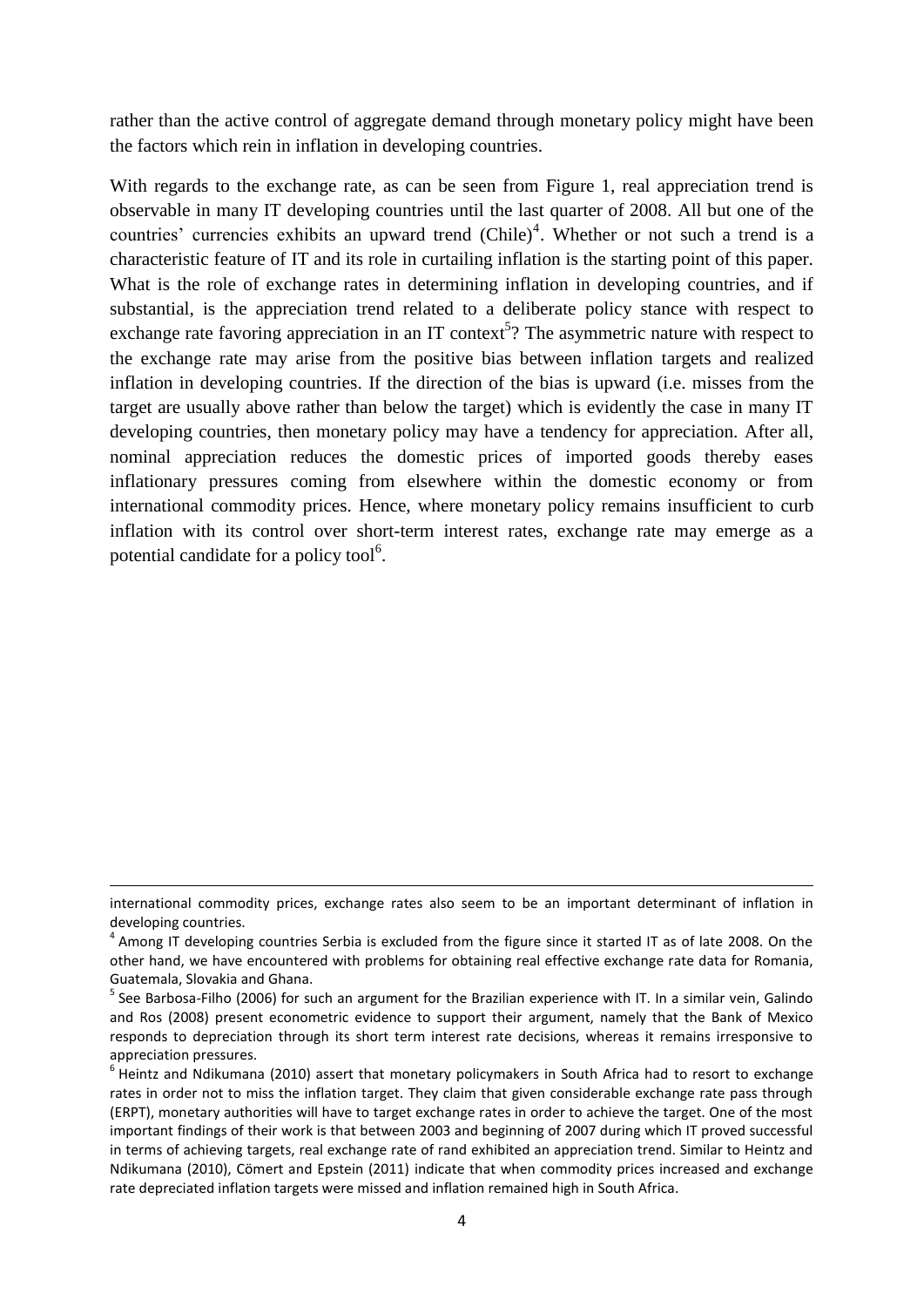rather than the active control of aggregate demand through monetary policy might have been the factors which rein in inflation in developing countries.

With regards to the exchange rate, as can be seen from Figure 1, real appreciation trend is observable in many IT developing countries until the last quarter of 2008. All but one of the countries' currencies exhibits an upward trend (Chile)[4]. Whether or not such a trend is a characteristic feature of IT and its role in curtailing inflation is the starting point of this paper. What is the role of exchange rates in determining inflation in developing countries, and if substantial, is the appreciation trend related to a deliberate policy stance with respect to exchange rate favoring appreciation in an IT context[5]? The asymmetric nature with respect to the exchange rate may arise from the positive bias between inflation targets and realized inflation in developing countries. If the direction of the bias is upward (i.e. misses from the target are usually above rather than below the target) which is evidently the case in many IT developing countries, then monetary policy may have a tendency for appreciation. After all, nominal appreciation reduces the domestic prices of imported goods thereby eases inflationary pressures coming from elsewhere within the domestic economy or from international commodity prices. Hence, where monetary policy remains insufficient to curb inflation with its control over short-term interest rates, exchange rate may emerge as a potential candidate for a policy tool[6].

---

international commodity prices, exchange rates also seem to be an important determinant of inflation in developing countries.

[4] Among IT developing countries Serbia is excluded from the figure since it started IT as of late 2008. On the other hand, we have encountered with problems for obtaining real effective exchange rate data for Romania, Guatemala, Slovakia and Ghana.

[5] See Barbosa-Filho (2006) for such an argument for the Brazilian experience with IT. In a similar vein, Galindo and Ros (2008) present econometric evidence to support their argument, namely that the Bank of Mexico responds to depreciation through its short term interest rate decisions, whereas it remains irresponsive to appreciation pressures.

[6] Heintz and Ndikumana (2010) assert that monetary policymakers in South Africa had to resort to exchange rates in order not to miss the inflation target. They claim that given considerable exchange rate pass through (ERPT), monetary authorities will have to target exchange rates in order to achieve the target. One of the most important findings of their work is that between 2003 and beginning of 2007 during which IT proved successful in terms of achieving targets, real exchange rate of rand exhibited an appreciation trend. Similar to Heintz and Ndikumana (2010), Cömert and Epstein (2011) indicate that when commodity prices increased and exchange rate depreciated inflation targets were missed and inflation remained high in South Africa.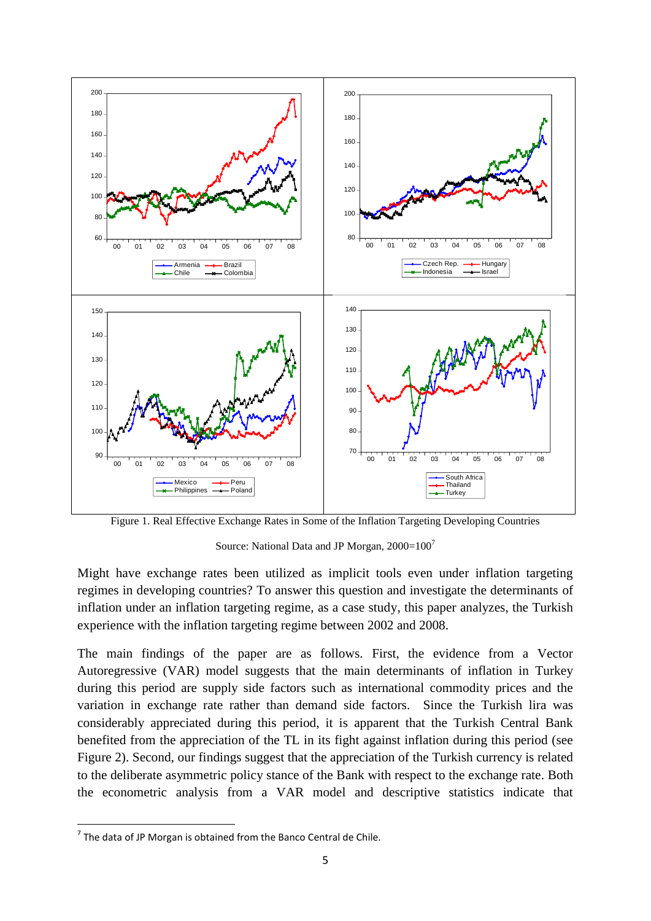Figure 1. Real Effective Exchange Rates in Some of the Inflation Targeting Developing Countries

Source: National Data and JP Morgan, 2000=100[7]

Might have exchange rates been utilized as implicit tools even under inflation targeting regimes in developing countries? To answer this question and investigate the determinants of inflation under an inflation targeting regime, as a case study, this paper analyzes, the Turkish experience with the inflation targeting regime between 2002 and 2008.

The main findings of the paper are as follows. First, the evidence from a Vector Autoregressive (VAR) model suggests that the main determinants of inflation in Turkey during this period are supply side factors such as international commodity prices and the variation in exchange rate rather than demand side factors. Since the Turkish lira was considerably appreciated during this period, it is apparent that the Turkish Central Bank benefited from the appreciation of the TL in its fight against inflation during this period (see Figure 2). Second, our findings suggest that the appreciation of the Turkish currency is related to the deliberate asymmetric policy stance of the Bank with respect to the exchange rate. Both the econometric analysis from a VAR model and descriptive statistics indicate that

---

[7] The data of JP Morgan is obtained from the Banco Central de Chile.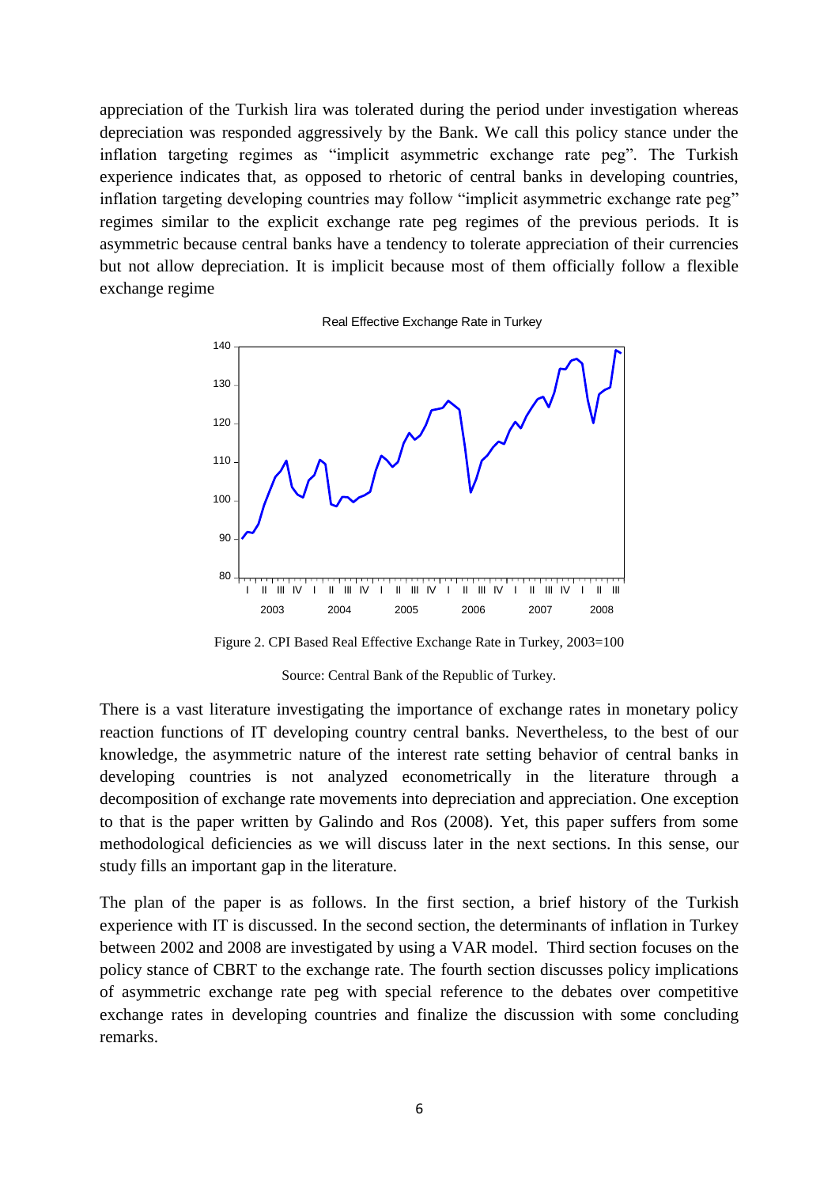appreciation of the Turkish lira was tolerated during the period under investigation whereas depreciation was responded aggressively by the Bank. We call this policy stance under the inflation targeting regimes as "implicit asymmetric exchange rate peg". The Turkish experience indicates that, as opposed to rhetoric of central banks in developing countries, inflation targeting developing countries may follow "implicit asymmetric exchange rate peg" regimes similar to the explicit exchange rate peg regimes of the previous periods. It is asymmetric because central banks have a tendency to tolerate appreciation of their currencies but not allow depreciation. It is implicit because most of them officially follow a flexible exchange regime

Figure 2. CPI Based Real Effective Exchange Rate in Turkey, 2003=100

Source: Central Bank of the Republic of Turkey.

There is a vast literature investigating the importance of exchange rates in monetary policy reaction functions of IT developing country central banks. Nevertheless, to the best of our knowledge, the asymmetric nature of the interest rate setting behavior of central banks in developing countries is not analyzed econometrically in the literature through a decomposition of exchange rate movements into depreciation and appreciation. One exception to that is the paper written by Galindo and Ros (2008). Yet, this paper suffers from some methodological deficiencies as we will discuss later in the next sections. In this sense, our study fills an important gap in the literature.

The plan of the paper is as follows. In the first section, a brief history of the Turkish experience with IT is discussed. In the second section, the determinants of inflation in Turkey between 2002 and 2008 are investigated by using a VAR model. Third section focuses on the policy stance of CBRT to the exchange rate. The fourth section discusses policy implications of asymmetric exchange rate peg with special reference to the debates over competitive exchange rates in developing countries and finalize the discussion with some concluding remarks.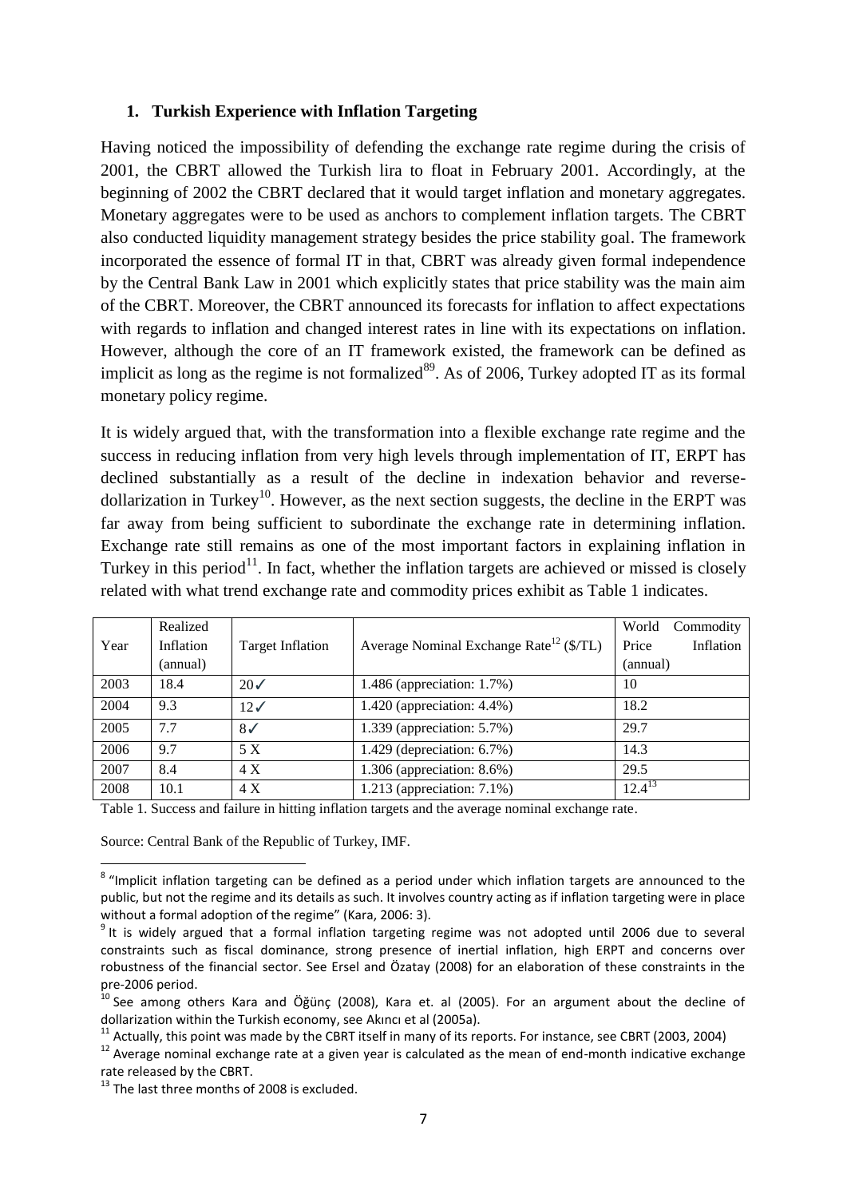## 1. Turkish Experience with Inflation Targeting

Having noticed the impossibility of defending the exchange rate regime during the crisis of 2001, the CBRT allowed the Turkish lira to float in February 2001. Accordingly, at the beginning of 2002 the CBRT declared that it would target inflation and monetary aggregates. Monetary aggregates were to be used as anchors to complement inflation targets. The CBRT also conducted liquidity management strategy besides the price stability goal. The framework incorporated the essence of formal IT in that, CBRT was already given formal independence by the Central Bank Law in 2001 which explicitly states that price stability was the main aim of the CBRT. Moreover, the CBRT announced its forecasts for inflation to affect expectations with regards to inflation and changed interest rates in line with its expectations on inflation. However, although the core of an IT framework existed, the framework can be defined as implicit as long as the regime is not formalized[8][9]. As of 2006, Turkey adopted IT as its formal monetary policy regime.

It is widely argued that, with the transformation into a flexible exchange rate regime and the success in reducing inflation from very high levels through implementation of IT, ERPT has declined substantially as a result of the decline in indexation behavior and reverse-dollarization in Turkey[10]. However, as the next section suggests, the decline in the ERPT was far away from being sufficient to subordinate the exchange rate in determining inflation. Exchange rate still remains as one of the most important factors in explaining inflation in Turkey in this period[11]. In fact, whether the inflation targets are achieved or missed is closely related with what trend exchange rate and commodity prices exhibit as Table 1 indicates.

| Year | Realized Inflation (annual) | Target Inflation | Average Nominal Exchange Rate[12] ($/TL) | World Commodity Price Inflation (annual) |
|---|---|---|---|---|
| 2003 | 18.4 | 20✓ | 1.486 (appreciation: 1.7%) | 10 |
| 2004 | 9.3 | 12✓ | 1.420 (appreciation: 4.4%) | 18.2 |
| 2005 | 7.7 | 8✓ | 1.339 (appreciation: 5.7%) | 29.7 |
| 2006 | 9.7 | 5 X | 1.429 (depreciation: 6.7%) | 14.3 |
| 2007 | 8.4 | 4 X | 1.306 (appreciation: 8.6%) | 29.5 |
| 2008 | 10.1 | 4 X | 1.213 (appreciation: 7.1%) | 12.4[13] |

Table 1. Success and failure in hitting inflation targets and the average nominal exchange rate.

Source: Central Bank of the Republic of Turkey, IMF.

[8] "Implicit inflation targeting can be defined as a period under which inflation targets are announced to the public, but not the regime and its details as such. It involves country acting as if inflation targeting were in place without a formal adoption of the regime" (Kara, 2006: 3).

[9] It is widely argued that a formal inflation targeting regime was not adopted until 2006 due to several constraints such as fiscal dominance, strong presence of inertial inflation, high ERPT and concerns over robustness of the financial sector. See Ersel and Özatay (2008) for an elaboration of these constraints in the pre-2006 period.

[10] See among others Kara and Öğünç (2008), Kara et. al (2005). For an argument about the decline of dollarization within the Turkish economy, see Akıncı et al (2005a).

[11] Actually, this point was made by the CBRT itself in many of its reports. For instance, see CBRT (2003, 2004)

[12] Average nominal exchange rate at a given year is calculated as the mean of end-month indicative exchange rate released by the CBRT.

[13] The last three months of 2008 is excluded.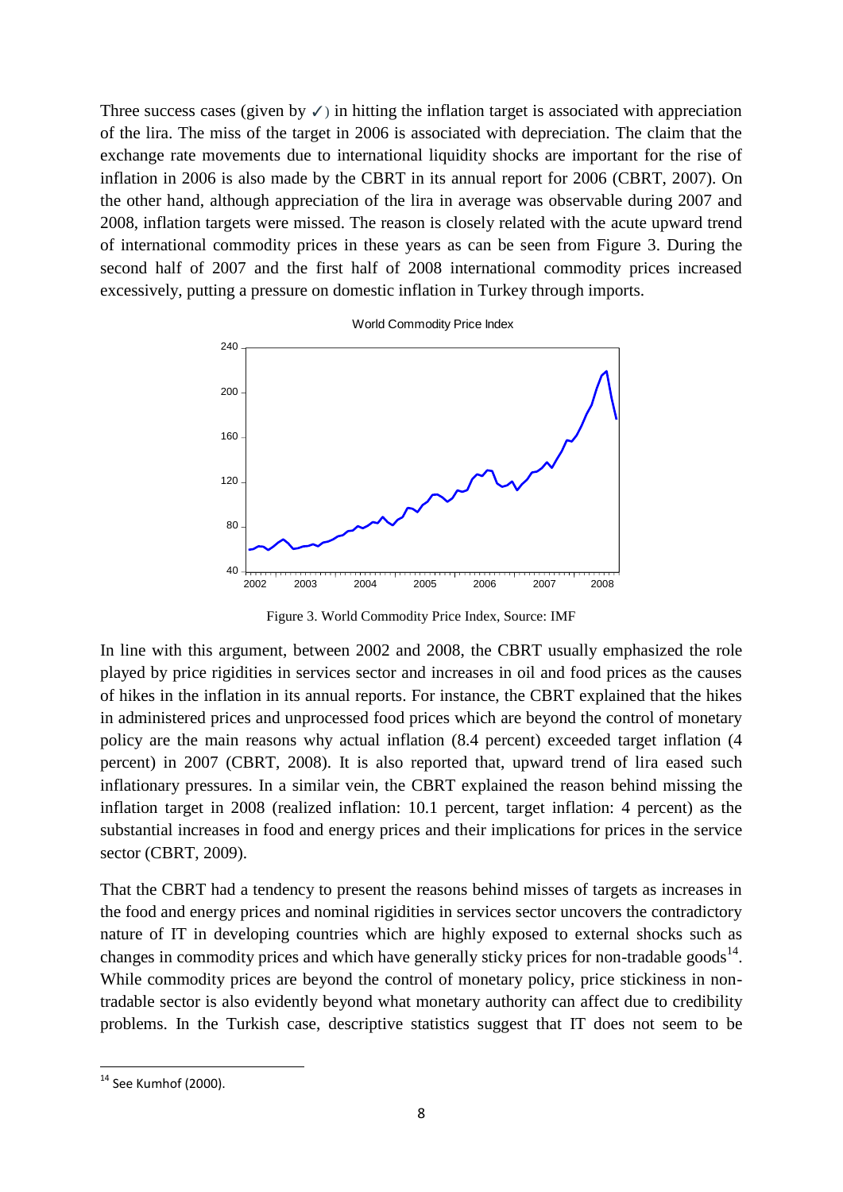Three success cases (given by ✓) in hitting the inflation target is associated with appreciation of the lira. The miss of the target in 2006 is associated with depreciation. The claim that the exchange rate movements due to international liquidity shocks are important for the rise of inflation in 2006 is also made by the CBRT in its annual report for 2006 (CBRT, 2007). On the other hand, although appreciation of the lira in average was observable during 2007 and 2008, inflation targets were missed. The reason is closely related with the acute upward trend of international commodity prices in these years as can be seen from Figure 3. During the second half of 2007 and the first half of 2008 international commodity prices increased excessively, putting a pressure on domestic inflation in Turkey through imports.

Figure 3. World Commodity Price Index, Source: IMF

In line with this argument, between 2002 and 2008, the CBRT usually emphasized the role played by price rigidities in services sector and increases in oil and food prices as the causes of hikes in the inflation in its annual reports. For instance, the CBRT explained that the hikes in administered prices and unprocessed food prices which are beyond the control of monetary policy are the main reasons why actual inflation (8.4 percent) exceeded target inflation (4 percent) in 2007 (CBRT, 2008). It is also reported that, upward trend of lira eased such inflationary pressures. In a similar vein, the CBRT explained the reason behind missing the inflation target in 2008 (realized inflation: 10.1 percent, target inflation: 4 percent) as the substantial increases in food and energy prices and their implications for prices in the service sector (CBRT, 2009).

That the CBRT had a tendency to present the reasons behind misses of targets as increases in the food and energy prices and nominal rigidities in services sector uncovers the contradictory nature of IT in developing countries which are highly exposed to external shocks such as changes in commodity prices and which have generally sticky prices for non-tradable goods[14]. While commodity prices are beyond the control of monetary policy, price stickiness in non-tradable sector is also evidently beyond what monetary authority can affect due to credibility problems. In the Turkish case, descriptive statistics suggest that IT does not seem to be

[14] See Kumhof (2000).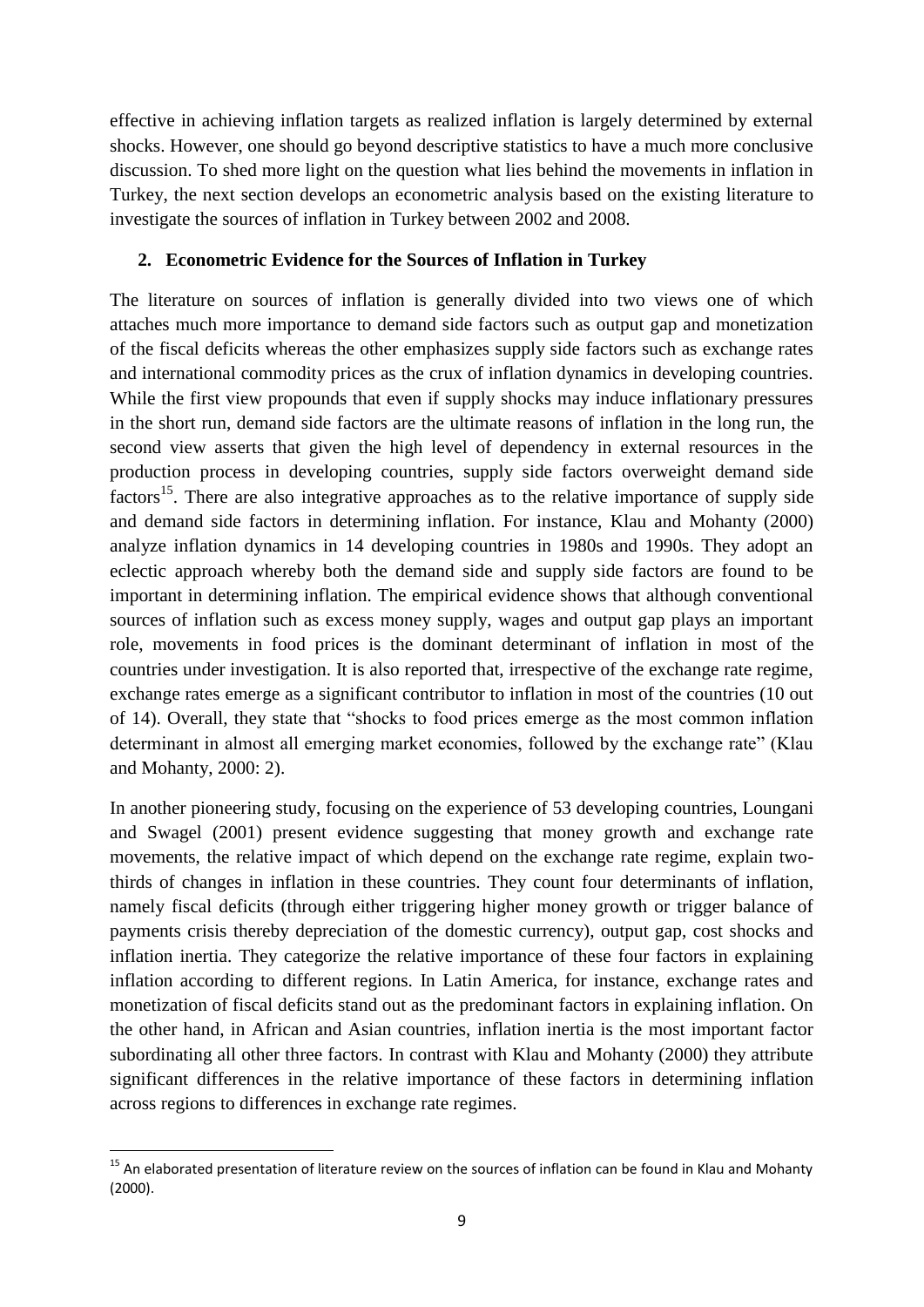effective in achieving inflation targets as realized inflation is largely determined by external shocks. However, one should go beyond descriptive statistics to have a much more conclusive discussion. To shed more light on the question what lies behind the movements in inflation in Turkey, the next section develops an econometric analysis based on the existing literature to investigate the sources of inflation in Turkey between 2002 and 2008.

## 2. Econometric Evidence for the Sources of Inflation in Turkey

The literature on sources of inflation is generally divided into two views one of which attaches much more importance to demand side factors such as output gap and monetization of the fiscal deficits whereas the other emphasizes supply side factors such as exchange rates and international commodity prices as the crux of inflation dynamics in developing countries. While the first view propounds that even if supply shocks may induce inflationary pressures in the short run, demand side factors are the ultimate reasons of inflation in the long run, the second view asserts that given the high level of dependency in external resources in the production process in developing countries, supply side factors overweight demand side factors[15]. There are also integrative approaches as to the relative importance of supply side and demand side factors in determining inflation. For instance, Klau and Mohanty (2000) analyze inflation dynamics in 14 developing countries in 1980s and 1990s. They adopt an eclectic approach whereby both the demand side and supply side factors are found to be important in determining inflation. The empirical evidence shows that although conventional sources of inflation such as excess money supply, wages and output gap plays an important role, movements in food prices is the dominant determinant of inflation in most of the countries under investigation. It is also reported that, irrespective of the exchange rate regime, exchange rates emerge as a significant contributor to inflation in most of the countries (10 out of 14). Overall, they state that "shocks to food prices emerge as the most common inflation determinant in almost all emerging market economies, followed by the exchange rate" (Klau and Mohanty, 2000: 2).

In another pioneering study, focusing on the experience of 53 developing countries, Loungani and Swagel (2001) present evidence suggesting that money growth and exchange rate movements, the relative impact of which depend on the exchange rate regime, explain two-thirds of changes in inflation in these countries. They count four determinants of inflation, namely fiscal deficits (through either triggering higher money growth or trigger balance of payments crisis thereby depreciation of the domestic currency), output gap, cost shocks and inflation inertia. They categorize the relative importance of these four factors in explaining inflation according to different regions. In Latin America, for instance, exchange rates and monetization of fiscal deficits stand out as the predominant factors in explaining inflation. On the other hand, in African and Asian countries, inflation inertia is the most important factor subordinating all other three factors. In contrast with Klau and Mohanty (2000) they attribute significant differences in the relative importance of these factors in determining inflation across regions to differences in exchange rate regimes.

---

[15] An elaborated presentation of literature review on the sources of inflation can be found in Klau and Mohanty (2000).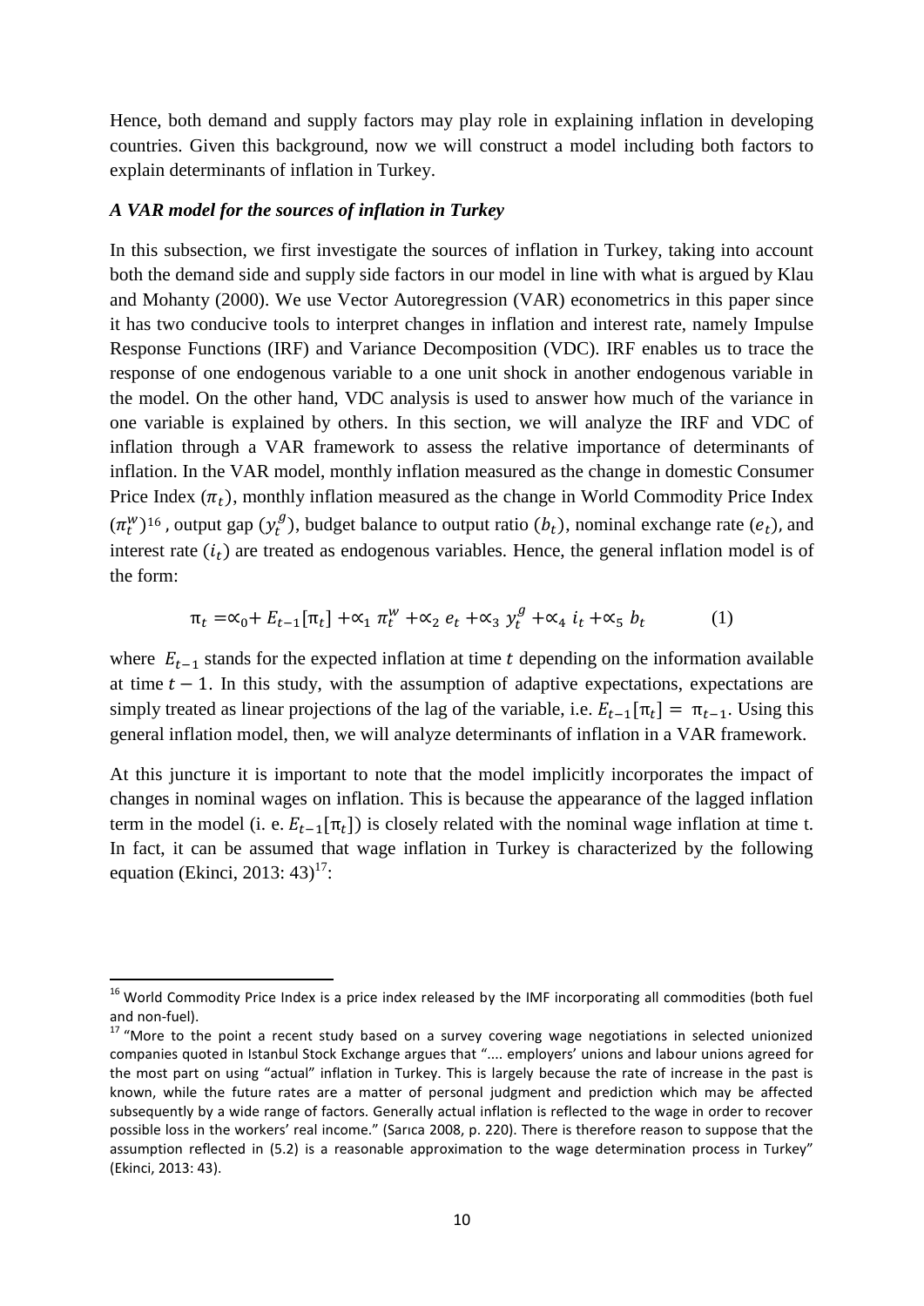Hence, both demand and supply factors may play role in explaining inflation in developing countries. Given this background, now we will construct a model including both factors to explain determinants of inflation in Turkey.

### *A VAR model for the sources of inflation in Turkey*

In this subsection, we first investigate the sources of inflation in Turkey, taking into account both the demand side and supply side factors in our model in line with what is argued by Klau and Mohanty (2000). We use Vector Autoregression (VAR) econometrics in this paper since it has two conducive tools to interpret changes in inflation and interest rate, namely Impulse Response Functions (IRF) and Variance Decomposition (VDC). IRF enables us to trace the response of one endogenous variable to a one unit shock in another endogenous variable in the model. On the other hand, VDC analysis is used to answer how much of the variance in one variable is explained by others. In this section, we will analyze the IRF and VDC of inflation through a VAR framework to assess the relative importance of determinants of inflation. In the VAR model, monthly inflation measured as the change in domestic Consumer Price Index ($\pi_t$), monthly inflation measured as the change in World Commodity Price Index ($\pi_t^w$)[16], output gap ($y_t^g$), budget balance to output ratio ($b_t$), nominal exchange rate ($e_t$), and interest rate ($i_t$) are treated as endogenous variables. Hence, the general inflation model is of the form:

$$\pi_t = \propto_0 + E_{t-1}[\pi_t] + \propto_1 \pi_t^w + \propto_2 e_t + \propto_3 y_t^g + \propto_4 i_t + \propto_5 b_t \qquad (1)$$

where $E_{t-1}$ stands for the expected inflation at time $t$ depending on the information available at time $t-1$. In this study, with the assumption of adaptive expectations, expectations are simply treated as linear projections of the lag of the variable, i.e. $E_{t-1}[\pi_t] = \pi_{t-1}$. Using this general inflation model, then, we will analyze determinants of inflation in a VAR framework.

At this juncture it is important to note that the model implicitly incorporates the impact of changes in nominal wages on inflation. This is because the appearance of the lagged inflation term in the model (i. e. $E_{t-1}[\pi_t]$) is closely related with the nominal wage inflation at time t. In fact, it can be assumed that wage inflation in Turkey is characterized by the following equation (Ekinci, 2013: 43)[17]:

---

[16] World Commodity Price Index is a price index released by the IMF incorporating all commodities (both fuel and non-fuel).

[17] "More to the point a recent study based on a survey covering wage negotiations in selected unionized companies quoted in Istanbul Stock Exchange argues that ".... employers' unions and labour unions agreed for the most part on using "actual" inflation in Turkey. This is largely because the rate of increase in the past is known, while the future rates are a matter of personal judgment and prediction which may be affected subsequently by a wide range of factors. Generally actual inflation is reflected to the wage in order to recover possible loss in the workers' real income." (Sarıca 2008, p. 220). There is therefore reason to suppose that the assumption reflected in (5.2) is a reasonable approximation to the wage determination process in Turkey" (Ekinci, 2013: 43).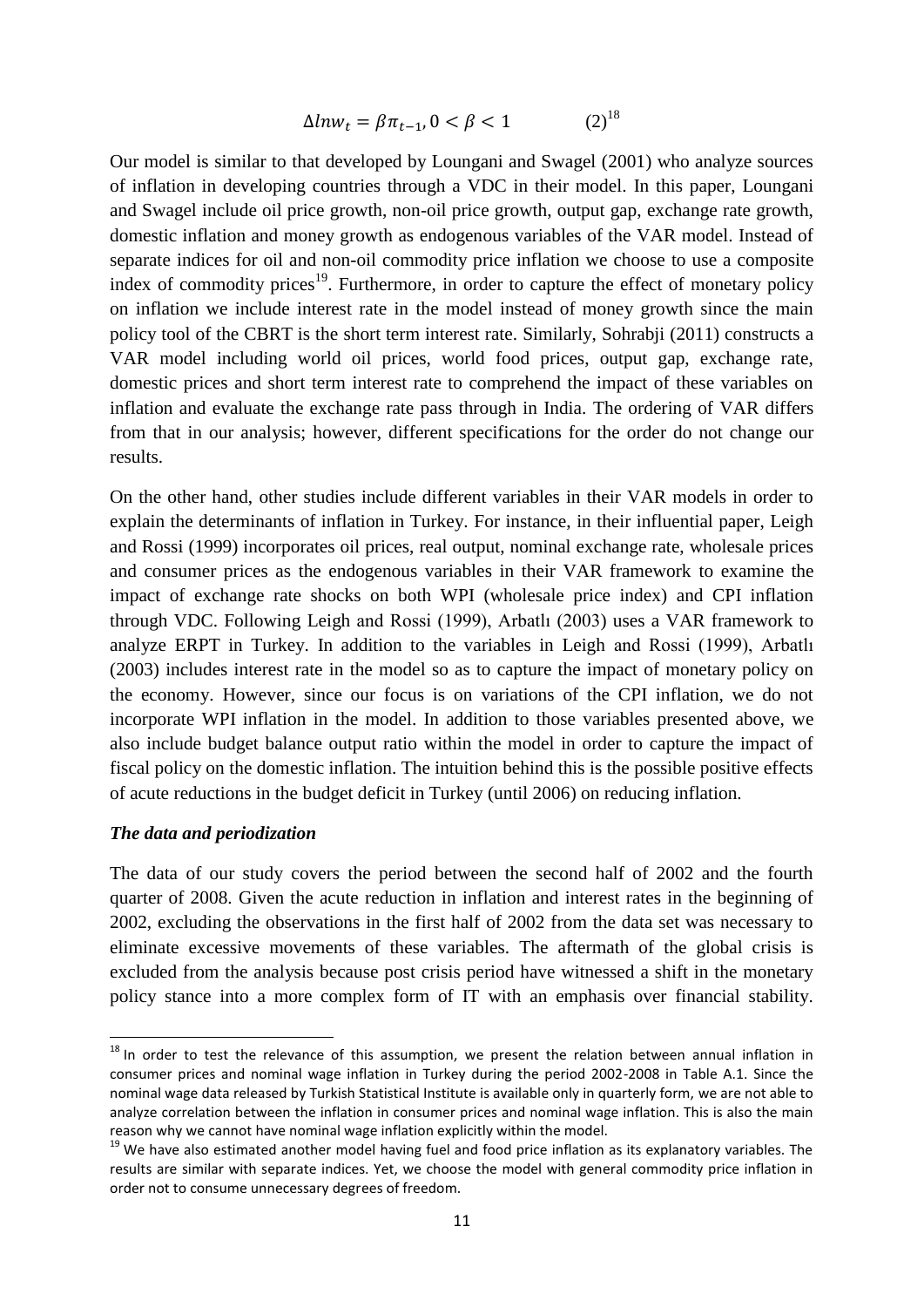$$\Delta lnw_t = \beta \pi_{t-1}, 0 < \beta < 1 \qquad (2)^{18}$$

Our model is similar to that developed by Loungani and Swagel (2001) who analyze sources of inflation in developing countries through a VDC in their model. In this paper, Loungani and Swagel include oil price growth, non-oil price growth, output gap, exchange rate growth, domestic inflation and money growth as endogenous variables of the VAR model. Instead of separate indices for oil and non-oil commodity price inflation we choose to use a composite index of commodity prices[19]. Furthermore, in order to capture the effect of monetary policy on inflation we include interest rate in the model instead of money growth since the main policy tool of the CBRT is the short term interest rate. Similarly, Sohrabji (2011) constructs a VAR model including world oil prices, world food prices, output gap, exchange rate, domestic prices and short term interest rate to comprehend the impact of these variables on inflation and evaluate the exchange rate pass through in India. The ordering of VAR differs from that in our analysis; however, different specifications for the order do not change our results.

On the other hand, other studies include different variables in their VAR models in order to explain the determinants of inflation in Turkey. For instance, in their influential paper, Leigh and Rossi (1999) incorporates oil prices, real output, nominal exchange rate, wholesale prices and consumer prices as the endogenous variables in their VAR framework to examine the impact of exchange rate shocks on both WPI (wholesale price index) and CPI inflation through VDC. Following Leigh and Rossi (1999), Arbatlı (2003) uses a VAR framework to analyze ERPT in Turkey. In addition to the variables in Leigh and Rossi (1999), Arbatlı (2003) includes interest rate in the model so as to capture the impact of monetary policy on the economy. However, since our focus is on variations of the CPI inflation, we do not incorporate WPI inflation in the model. In addition to those variables presented above, we also include budget balance output ratio within the model in order to capture the impact of fiscal policy on the domestic inflation. The intuition behind this is the possible positive effects of acute reductions in the budget deficit in Turkey (until 2006) on reducing inflation.

***The data and periodization***

The data of our study covers the period between the second half of 2002 and the fourth quarter of 2008. Given the acute reduction in inflation and interest rates in the beginning of 2002, excluding the observations in the first half of 2002 from the data set was necessary to eliminate excessive movements of these variables. The aftermath of the global crisis is excluded from the analysis because post crisis period have witnessed a shift in the monetary policy stance into a more complex form of IT with an emphasis over financial stability.

---

[18] In order to test the relevance of this assumption, we present the relation between annual inflation in consumer prices and nominal wage inflation in Turkey during the period 2002-2008 in Table A.1. Since the nominal wage data released by Turkish Statistical Institute is available only in quarterly form, we are not able to analyze correlation between the inflation in consumer prices and nominal wage inflation. This is also the main reason why we cannot have nominal wage inflation explicitly within the model.

[19] We have also estimated another model having fuel and food price inflation as its explanatory variables. The results are similar with separate indices. Yet, we choose the model with general commodity price inflation in order not to consume unnecessary degrees of freedom.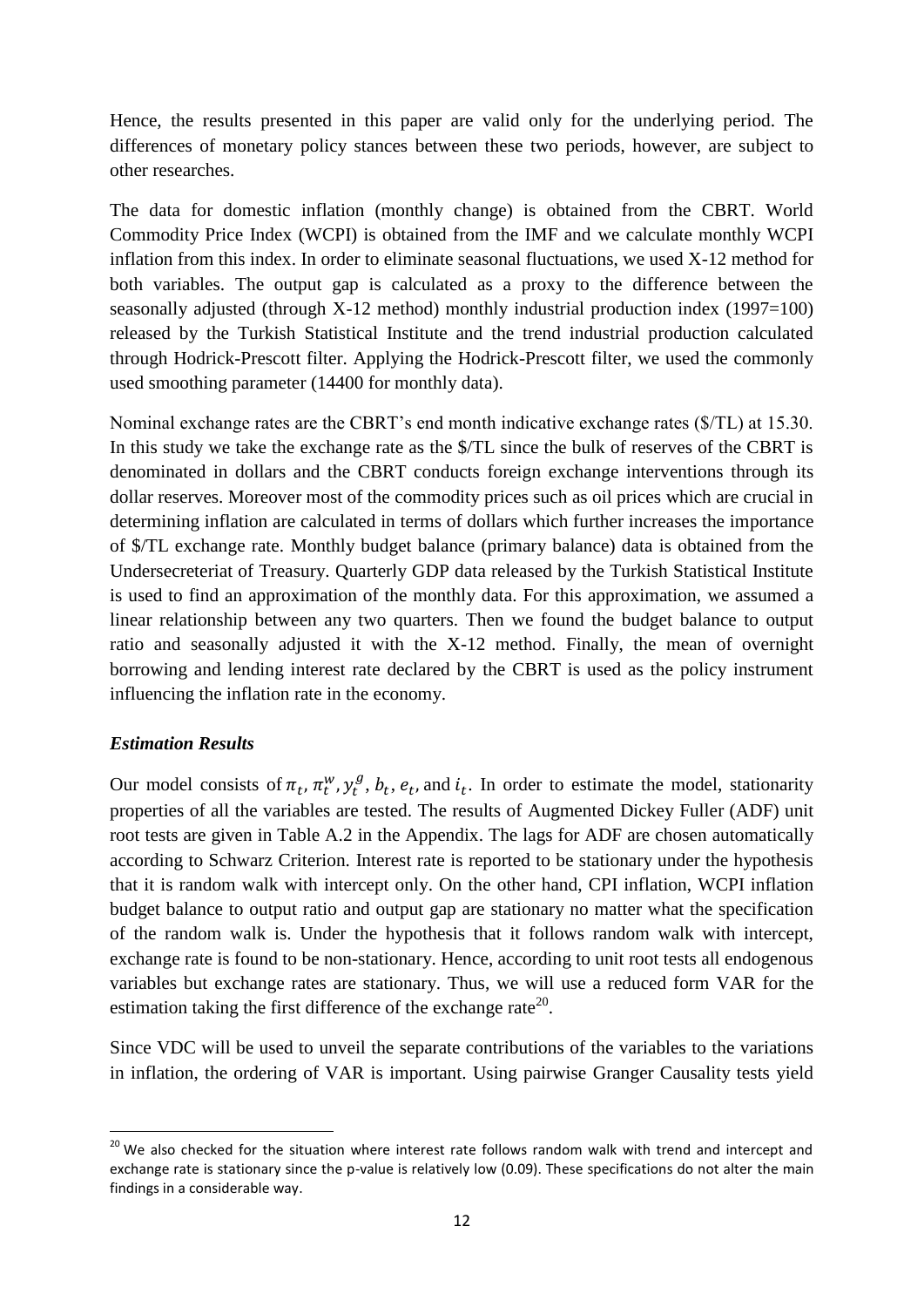Hence, the results presented in this paper are valid only for the underlying period. The differences of monetary policy stances between these two periods, however, are subject to other researches.

The data for domestic inflation (monthly change) is obtained from the CBRT. World Commodity Price Index (WCPI) is obtained from the IMF and we calculate monthly WCPI inflation from this index. In order to eliminate seasonal fluctuations, we used X-12 method for both variables. The output gap is calculated as a proxy to the difference between the seasonally adjusted (through X-12 method) monthly industrial production index (1997=100) released by the Turkish Statistical Institute and the trend industrial production calculated through Hodrick-Prescott filter. Applying the Hodrick-Prescott filter, we used the commonly used smoothing parameter (14400 for monthly data).

Nominal exchange rates are the CBRT's end month indicative exchange rates ($/TL) at 15.30. In this study we take the exchange rate as the $/TL since the bulk of reserves of the CBRT is denominated in dollars and the CBRT conducts foreign exchange interventions through its dollar reserves. Moreover most of the commodity prices such as oil prices which are crucial in determining inflation are calculated in terms of dollars which further increases the importance of $/TL exchange rate. Monthly budget balance (primary balance) data is obtained from the Undersecreteriat of Treasury. Quarterly GDP data released by the Turkish Statistical Institute is used to find an approximation of the monthly data. For this approximation, we assumed a linear relationship between any two quarters. Then we found the budget balance to output ratio and seasonally adjusted it with the X-12 method. Finally, the mean of overnight borrowing and lending interest rate declared by the CBRT is used as the policy instrument influencing the inflation rate in the economy.

### *Estimation Results*

Our model consists of $\pi_t$, $\pi_t^w$, $y_t^g$, $b_t$, $e_t$, and $i_t$. In order to estimate the model, stationarity properties of all the variables are tested. The results of Augmented Dickey Fuller (ADF) unit root tests are given in Table A.2 in the Appendix. The lags for ADF are chosen automatically according to Schwarz Criterion. Interest rate is reported to be stationary under the hypothesis that it is random walk with intercept only. On the other hand, CPI inflation, WCPI inflation budget balance to output ratio and output gap are stationary no matter what the specification of the random walk is. Under the hypothesis that it follows random walk with intercept, exchange rate is found to be non-stationary. Hence, according to unit root tests all endogenous variables but exchange rates are stationary. Thus, we will use a reduced form VAR for the estimation taking the first difference of the exchange rate[20].

Since VDC will be used to unveil the separate contributions of the variables to the variations in inflation, the ordering of VAR is important. Using pairwise Granger Causality tests yield

---

[20] We also checked for the situation where interest rate follows random walk with trend and intercept and exchange rate is stationary since the p-value is relatively low (0.09). These specifications do not alter the main findings in a considerable way.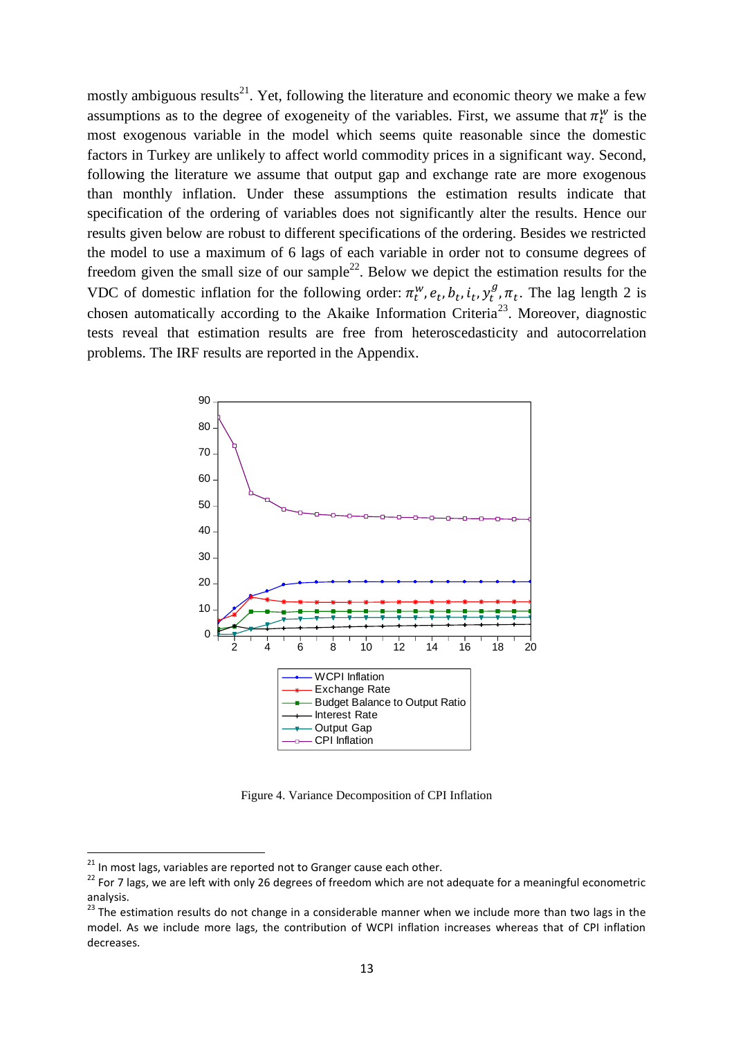mostly ambiguous results[21]. Yet, following the literature and economic theory we make a few assumptions as to the degree of exogeneity of the variables. First, we assume that $\pi_t^w$ is the most exogenous variable in the model which seems quite reasonable since the domestic factors in Turkey are unlikely to affect world commodity prices in a significant way. Second, following the literature we assume that output gap and exchange rate are more exogenous than monthly inflation. Under these assumptions the estimation results indicate that specification of the ordering of variables does not significantly alter the results. Hence our results given below are robust to different specifications of the ordering. Besides we restricted the model to use a maximum of 6 lags of each variable in order not to consume degrees of freedom given the small size of our sample[22]. Below we depict the estimation results for the VDC of domestic inflation for the following order: $\pi_t^w, e_t, b_t, i_t, y_t^g, \pi_t$. The lag length 2 is chosen automatically according to the Akaike Information Criteria[23]. Moreover, diagnostic tests reveal that estimation results are free from heteroscedasticity and autocorrelation problems. The IRF results are reported in the Appendix.

Figure 4. Variance Decomposition of CPI Inflation

[21] In most lags, variables are reported not to Granger cause each other.

[22] For 7 lags, we are left with only 26 degrees of freedom which are not adequate for a meaningful econometric analysis.

[23] The estimation results do not change in a considerable manner when we include more than two lags in the model. As we include more lags, the contribution of WCPI inflation increases whereas that of CPI inflation decreases.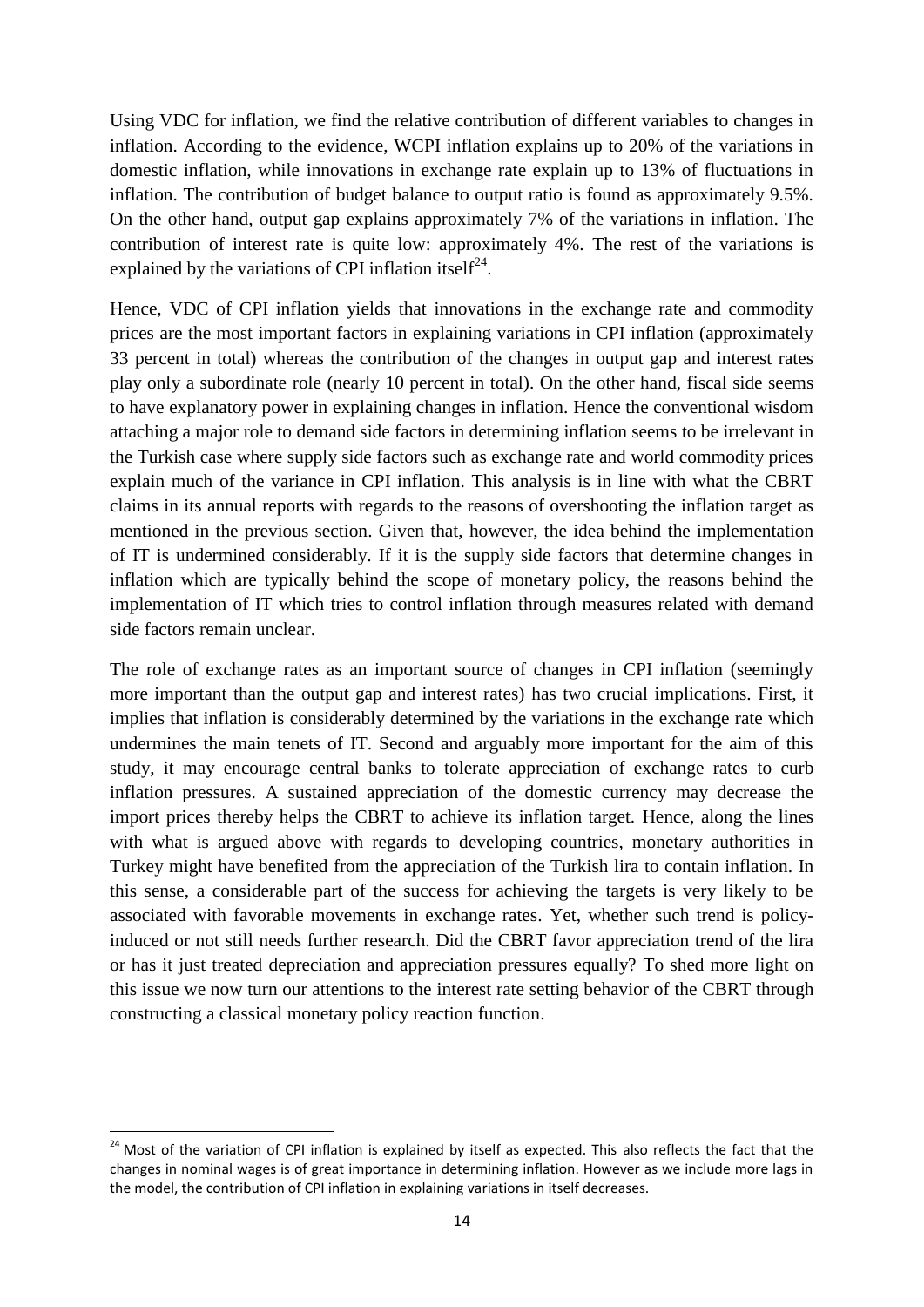Using VDC for inflation, we find the relative contribution of different variables to changes in inflation. According to the evidence, WCPI inflation explains up to 20% of the variations in domestic inflation, while innovations in exchange rate explain up to 13% of fluctuations in inflation. The contribution of budget balance to output ratio is found as approximately 9.5%. On the other hand, output gap explains approximately 7% of the variations in inflation. The contribution of interest rate is quite low: approximately 4%. The rest of the variations is explained by the variations of CPI inflation itself[24].

Hence, VDC of CPI inflation yields that innovations in the exchange rate and commodity prices are the most important factors in explaining variations in CPI inflation (approximately 33 percent in total) whereas the contribution of the changes in output gap and interest rates play only a subordinate role (nearly 10 percent in total). On the other hand, fiscal side seems to have explanatory power in explaining changes in inflation. Hence the conventional wisdom attaching a major role to demand side factors in determining inflation seems to be irrelevant in the Turkish case where supply side factors such as exchange rate and world commodity prices explain much of the variance in CPI inflation. This analysis is in line with what the CBRT claims in its annual reports with regards to the reasons of overshooting the inflation target as mentioned in the previous section. Given that, however, the idea behind the implementation of IT is undermined considerably. If it is the supply side factors that determine changes in inflation which are typically behind the scope of monetary policy, the reasons behind the implementation of IT which tries to control inflation through measures related with demand side factors remain unclear.

The role of exchange rates as an important source of changes in CPI inflation (seemingly more important than the output gap and interest rates) has two crucial implications. First, it implies that inflation is considerably determined by the variations in the exchange rate which undermines the main tenets of IT. Second and arguably more important for the aim of this study, it may encourage central banks to tolerate appreciation of exchange rates to curb inflation pressures. A sustained appreciation of the domestic currency may decrease the import prices thereby helps the CBRT to achieve its inflation target. Hence, along the lines with what is argued above with regards to developing countries, monetary authorities in Turkey might have benefited from the appreciation of the Turkish lira to contain inflation. In this sense, a considerable part of the success for achieving the targets is very likely to be associated with favorable movements in exchange rates. Yet, whether such trend is policy-induced or not still needs further research. Did the CBRT favor appreciation trend of the lira or has it just treated depreciation and appreciation pressures equally? To shed more light on this issue we now turn our attentions to the interest rate setting behavior of the CBRT through constructing a classical monetary policy reaction function.

[24] Most of the variation of CPI inflation is explained by itself as expected. This also reflects the fact that the changes in nominal wages is of great importance in determining inflation. However as we include more lags in the model, the contribution of CPI inflation in explaining variations in itself decreases.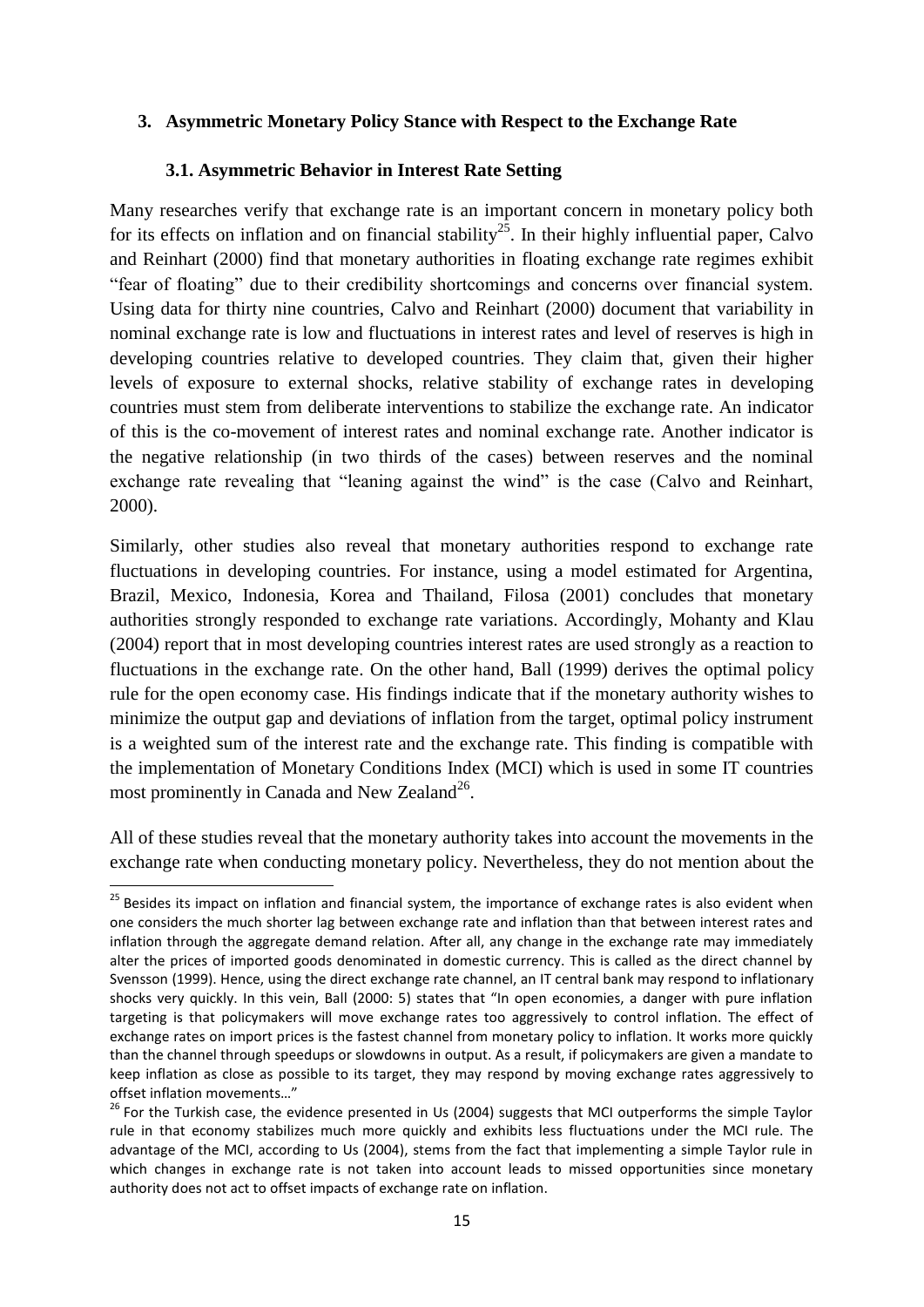## 3. Asymmetric Monetary Policy Stance with Respect to the Exchange Rate

### 3.1. Asymmetric Behavior in Interest Rate Setting

Many researches verify that exchange rate is an important concern in monetary policy both for its effects on inflation and on financial stability[25]. In their highly influential paper, Calvo and Reinhart (2000) find that monetary authorities in floating exchange rate regimes exhibit "fear of floating" due to their credibility shortcomings and concerns over financial system. Using data for thirty nine countries, Calvo and Reinhart (2000) document that variability in nominal exchange rate is low and fluctuations in interest rates and level of reserves is high in developing countries relative to developed countries. They claim that, given their higher levels of exposure to external shocks, relative stability of exchange rates in developing countries must stem from deliberate interventions to stabilize the exchange rate. An indicator of this is the co-movement of interest rates and nominal exchange rate. Another indicator is the negative relationship (in two thirds of the cases) between reserves and the nominal exchange rate revealing that "leaning against the wind" is the case (Calvo and Reinhart, 2000).

Similarly, other studies also reveal that monetary authorities respond to exchange rate fluctuations in developing countries. For instance, using a model estimated for Argentina, Brazil, Mexico, Indonesia, Korea and Thailand, Filosa (2001) concludes that monetary authorities strongly responded to exchange rate variations. Accordingly, Mohanty and Klau (2004) report that in most developing countries interest rates are used strongly as a reaction to fluctuations in the exchange rate. On the other hand, Ball (1999) derives the optimal policy rule for the open economy case. His findings indicate that if the monetary authority wishes to minimize the output gap and deviations of inflation from the target, optimal policy instrument is a weighted sum of the interest rate and the exchange rate. This finding is compatible with the implementation of Monetary Conditions Index (MCI) which is used in some IT countries most prominently in Canada and New Zealand[26].

All of these studies reveal that the monetary authority takes into account the movements in the exchange rate when conducting monetary policy. Nevertheless, they do not mention about the

---

[25] Besides its impact on inflation and financial system, the importance of exchange rates is also evident when one considers the much shorter lag between exchange rate and inflation than that between interest rates and inflation through the aggregate demand relation. After all, any change in the exchange rate may immediately alter the prices of imported goods denominated in domestic currency. This is called as the direct channel by Svensson (1999). Hence, using the direct exchange rate channel, an IT central bank may respond to inflationary shocks very quickly. In this vein, Ball (2000: 5) states that "In open economies, a danger with pure inflation targeting is that policymakers will move exchange rates too aggressively to control inflation. The effect of exchange rates on import prices is the fastest channel from monetary policy to inflation. It works more quickly than the channel through speedups or slowdowns in output. As a result, if policymakers are given a mandate to keep inflation as close as possible to its target, they may respond by moving exchange rates aggressively to offset inflation movements…"

[26] For the Turkish case, the evidence presented in Us (2004) suggests that MCI outperforms the simple Taylor rule in that economy stabilizes much more quickly and exhibits less fluctuations under the MCI rule. The advantage of the MCI, according to Us (2004), stems from the fact that implementing a simple Taylor rule in which changes in exchange rate is not taken into account leads to missed opportunities since monetary authority does not act to offset impacts of exchange rate on inflation.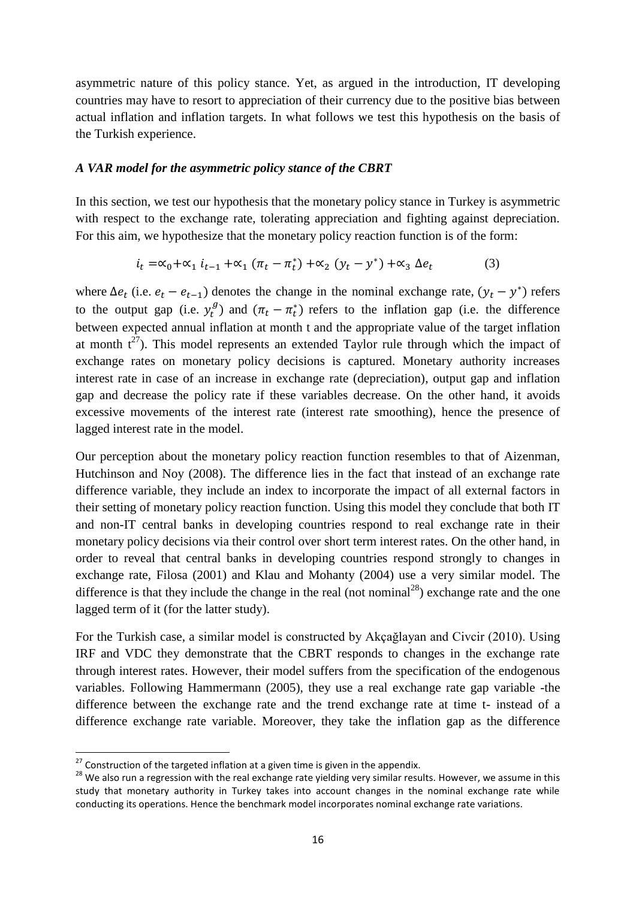asymmetric nature of this policy stance. Yet, as argued in the introduction, IT developing countries may have to resort to appreciation of their currency due to the positive bias between actual inflation and inflation targets. In what follows we test this hypothesis on the basis of the Turkish experience.

### *A VAR model for the asymmetric policy stance of the CBRT*

In this section, we test our hypothesis that the monetary policy stance in Turkey is asymmetric with respect to the exchange rate, tolerating appreciation and fighting against depreciation. For this aim, we hypothesize that the monetary policy reaction function is of the form:

$$i_t = \propto_0 + \propto_1 i_{t-1} + \propto_1 (\pi_t - \pi_t^*) + \propto_2 (y_t - y^*) + \propto_3 \Delta e_t \qquad (3)$$

where $\Delta e_t$ (i.e. $e_t - e_{t-1}$) denotes the change in the nominal exchange rate, $(y_t - y^*)$ refers to the output gap (i.e. $y_t^g$) and $(\pi_t - \pi_t^*)$ refers to the inflation gap (i.e. the difference between expected annual inflation at month t and the appropriate value of the target inflation at month t[27]). This model represents an extended Taylor rule through which the impact of exchange rates on monetary policy decisions is captured. Monetary authority increases interest rate in case of an increase in exchange rate (depreciation), output gap and inflation gap and decrease the policy rate if these variables decrease. On the other hand, it avoids excessive movements of the interest rate (interest rate smoothing), hence the presence of lagged interest rate in the model.

Our perception about the monetary policy reaction function resembles to that of Aizenman, Hutchinson and Noy (2008). The difference lies in the fact that instead of an exchange rate difference variable, they include an index to incorporate the impact of all external factors in their setting of monetary policy reaction function. Using this model they conclude that both IT and non-IT central banks in developing countries respond to real exchange rate in their monetary policy decisions via their control over short term interest rates. On the other hand, in order to reveal that central banks in developing countries respond strongly to changes in exchange rate, Filosa (2001) and Klau and Mohanty (2004) use a very similar model. The difference is that they include the change in the real (not nominal[28]) exchange rate and the one lagged term of it (for the latter study).

For the Turkish case, a similar model is constructed by Akçağlayan and Civcir (2010). Using IRF and VDC they demonstrate that the CBRT responds to changes in the exchange rate through interest rates. However, their model suffers from the specification of the endogenous variables. Following Hammermann (2005), they use a real exchange rate gap variable -the difference between the exchange rate and the trend exchange rate at time t- instead of a difference exchange rate variable. Moreover, they take the inflation gap as the difference

---

[27] Construction of the targeted inflation at a given time is given in the appendix.

[28] We also run a regression with the real exchange rate yielding very similar results. However, we assume in this study that monetary authority in Turkey takes into account changes in the nominal exchange rate while conducting its operations. Hence the benchmark model incorporates nominal exchange rate variations.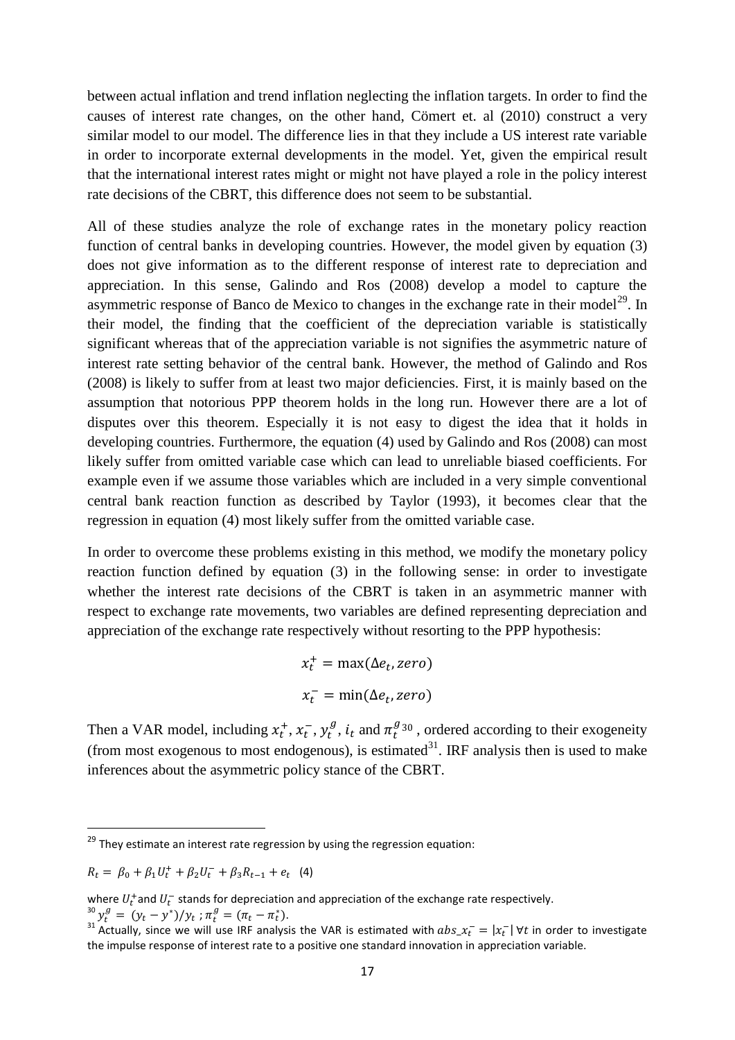between actual inflation and trend inflation neglecting the inflation targets. In order to find the causes of interest rate changes, on the other hand, Cömert et. al (2010) construct a very similar model to our model. The difference lies in that they include a US interest rate variable in order to incorporate external developments in the model. Yet, given the empirical result that the international interest rates might or might not have played a role in the policy interest rate decisions of the CBRT, this difference does not seem to be substantial.

All of these studies analyze the role of exchange rates in the monetary policy reaction function of central banks in developing countries. However, the model given by equation (3) does not give information as to the different response of interest rate to depreciation and appreciation. In this sense, Galindo and Ros (2008) develop a model to capture the asymmetric response of Banco de Mexico to changes in the exchange rate in their model[29]. In their model, the finding that the coefficient of the depreciation variable is statistically significant whereas that of the appreciation variable is not signifies the asymmetric nature of interest rate setting behavior of the central bank. However, the method of Galindo and Ros (2008) is likely to suffer from at least two major deficiencies. First, it is mainly based on the assumption that notorious PPP theorem holds in the long run. However there are a lot of disputes over this theorem. Especially it is not easy to digest the idea that it holds in developing countries. Furthermore, the equation (4) used by Galindo and Ros (2008) can most likely suffer from omitted variable case which can lead to unreliable biased coefficients. For example even if we assume those variables which are included in a very simple conventional central bank reaction function as described by Taylor (1993), it becomes clear that the regression in equation (4) most likely suffer from the omitted variable case.

In order to overcome these problems existing in this method, we modify the monetary policy reaction function defined by equation (3) in the following sense: in order to investigate whether the interest rate decisions of the CBRT is taken in an asymmetric manner with respect to exchange rate movements, two variables are defined representing depreciation and appreciation of the exchange rate respectively without resorting to the PPP hypothesis:

$$x_t^+ = \max(\Delta e_t, zero)$$

$$x_t^- = \min(\Delta e_t, zero)$$

Then a VAR model, including $x_t^+$, $x_t^-$, $y_t^g$, $i_t$ and $\pi_t^g$ [30], ordered according to their exogeneity (from most exogenous to most endogenous), is estimated[31]. IRF analysis then is used to make inferences about the asymmetric policy stance of the CBRT.

---

[29] They estimate an interest rate regression by using the regression equation:

$$R_t = \beta_0 + \beta_1 U_t^+ + \beta_2 U_t^- + \beta_3 R_{t-1} + e_t \quad (4)$$

where $U_t^+$ and $U_t^-$ stands for depreciation and appreciation of the exchange rate respectively.

[30] $y_t^g = (y_t - y^*)/y_t$ ; $\pi_t^g = (\pi_t - \pi_t^*)$.

[31] Actually, since we will use IRF analysis the VAR is estimated with $abs\_x_t^- = |x_t^-| \; \forall t$ in order to investigate the impulse response of interest rate to a positive one standard innovation in appreciation variable.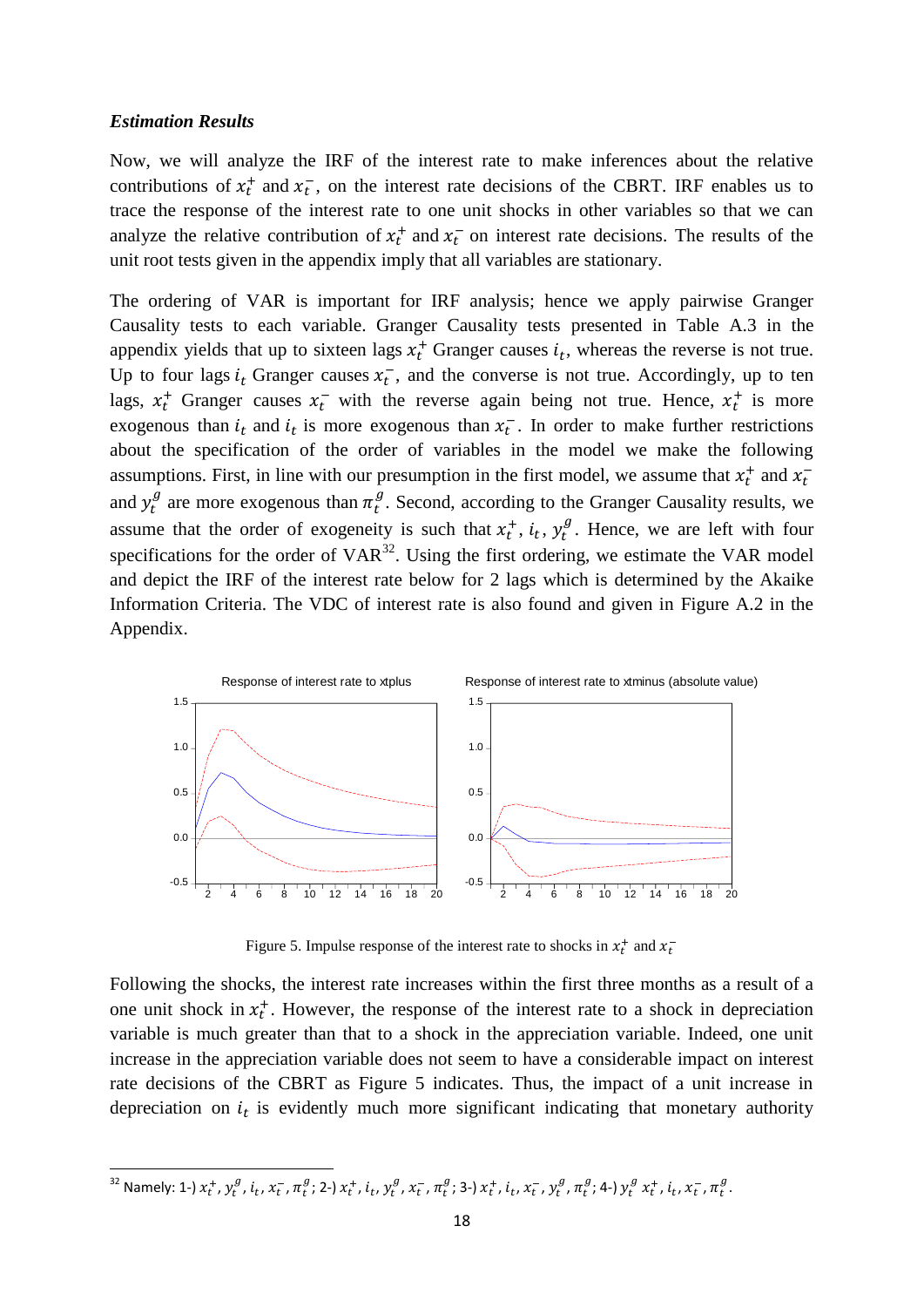***Estimation Results***

Now, we will analyze the IRF of the interest rate to make inferences about the relative contributions of $x_t^+$ and $x_t^-$, on the interest rate decisions of the CBRT. IRF enables us to trace the response of the interest rate to one unit shocks in other variables so that we can analyze the relative contribution of $x_t^+$ and $x_t^-$ on interest rate decisions. The results of the unit root tests given in the appendix imply that all variables are stationary.

The ordering of VAR is important for IRF analysis; hence we apply pairwise Granger Causality tests to each variable. Granger Causality tests presented in Table A.3 in the appendix yields that up to sixteen lags $x_t^+$ Granger causes $i_t$, whereas the reverse is not true. Up to four lags $i_t$ Granger causes $x_t^-$, and the converse is not true. Accordingly, up to ten lags, $x_t^+$ Granger causes $x_t^-$ with the reverse again being not true. Hence, $x_t^+$ is more exogenous than $i_t$ and $i_t$ is more exogenous than $x_t^-$. In order to make further restrictions about the specification of the order of variables in the model we make the following assumptions. First, in line with our presumption in the first model, we assume that $x_t^+$ and $x_t^-$ and $y_t^g$ are more exogenous than $\pi_t^g$. Second, according to the Granger Causality results, we assume that the order of exogeneity is such that $x_t^+$, $i_t$, $y_t^g$. Hence, we are left with four specifications for the order of VAR[32]. Using the first ordering, we estimate the VAR model and depict the IRF of the interest rate below for 2 lags which is determined by the Akaike Information Criteria. The VDC of interest rate is also found and given in Figure A.2 in the Appendix.

Figure 5. Impulse response of the interest rate to shocks in $x_t^+$ and $x_t^-$

Following the shocks, the interest rate increases within the first three months as a result of a one unit shock in $x_t^+$. However, the response of the interest rate to a shock in depreciation variable is much greater than that to a shock in the appreciation variable. Indeed, one unit increase in the appreciation variable does not seem to have a considerable impact on interest rate decisions of the CBRT as Figure 5 indicates. Thus, the impact of a unit increase in depreciation on $i_t$ is evidently much more significant indicating that monetary authority

[32] Namely: 1-) $x_t^+$, $y_t^g$, $i_t$, $x_t^-$, $\pi_t^g$; 2-) $x_t^+$, $i_t$, $y_t^g$, $x_t^-$, $\pi_t^g$; 3-) $x_t^+$, $i_t$, $x_t^-$, $y_t^g$, $\pi_t^g$; 4-) $y_t^g$ $x_t^+$, $i_t$, $x_t^-$, $\pi_t^g$.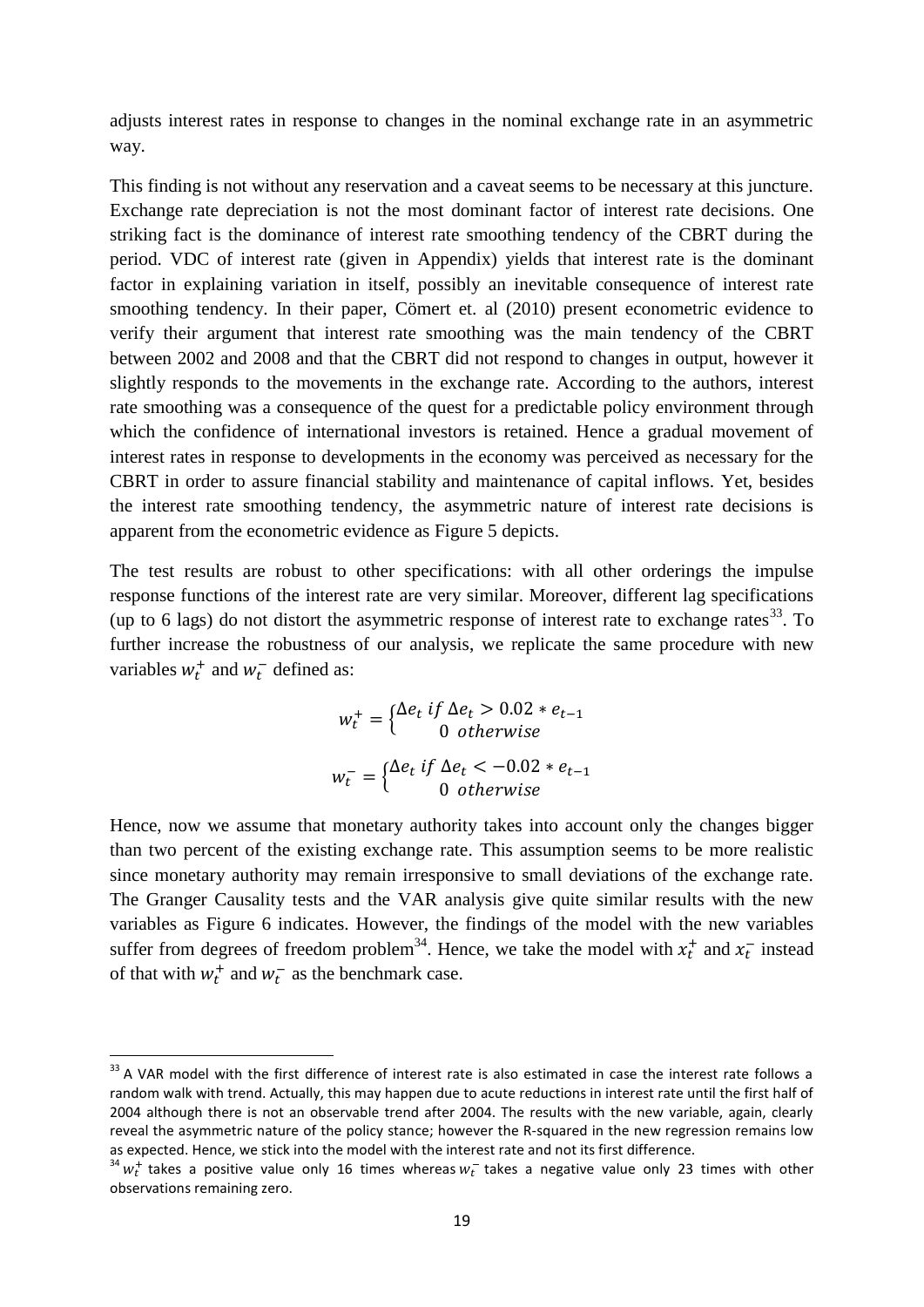adjusts interest rates in response to changes in the nominal exchange rate in an asymmetric way.

This finding is not without any reservation and a caveat seems to be necessary at this juncture. Exchange rate depreciation is not the most dominant factor of interest rate decisions. One striking fact is the dominance of interest rate smoothing tendency of the CBRT during the period. VDC of interest rate (given in Appendix) yields that interest rate is the dominant factor in explaining variation in itself, possibly an inevitable consequence of interest rate smoothing tendency. In their paper, Cömert et. al (2010) present econometric evidence to verify their argument that interest rate smoothing was the main tendency of the CBRT between 2002 and 2008 and that the CBRT did not respond to changes in output, however it slightly responds to the movements in the exchange rate. According to the authors, interest rate smoothing was a consequence of the quest for a predictable policy environment through which the confidence of international investors is retained. Hence a gradual movement of interest rates in response to developments in the economy was perceived as necessary for the CBRT in order to assure financial stability and maintenance of capital inflows. Yet, besides the interest rate smoothing tendency, the asymmetric nature of interest rate decisions is apparent from the econometric evidence as Figure 5 depicts.

The test results are robust to other specifications: with all other orderings the impulse response functions of the interest rate are very similar. Moreover, different lag specifications (up to 6 lags) do not distort the asymmetric response of interest rate to exchange rates[33]. To further increase the robustness of our analysis, we replicate the same procedure with new variables $w_t^+$ and $w_t^-$ defined as:

$$w_t^+ = \begin{cases} \Delta e_t \ if \ \Delta e_t > 0.02 * e_{t-1} \\ 0 \ otherwise \end{cases}$$

$$w_t^- = \begin{cases} \Delta e_t \ if \ \Delta e_t < -0.02 * e_{t-1} \\ 0 \ otherwise \end{cases}$$

Hence, now we assume that monetary authority takes into account only the changes bigger than two percent of the existing exchange rate. This assumption seems to be more realistic since monetary authority may remain irresponsive to small deviations of the exchange rate. The Granger Causality tests and the VAR analysis give quite similar results with the new variables as Figure 6 indicates. However, the findings of the model with the new variables suffer from degrees of freedom problem[34]. Hence, we take the model with $x_t^+$ and $x_t^-$ instead of that with $w_t^+$ and $w_t^-$ as the benchmark case.

---

[33] A VAR model with the first difference of interest rate is also estimated in case the interest rate follows a random walk with trend. Actually, this may happen due to acute reductions in interest rate until the first half of 2004 although there is not an observable trend after 2004. The results with the new variable, again, clearly reveal the asymmetric nature of the policy stance; however the R-squared in the new regression remains low as expected. Hence, we stick into the model with the interest rate and not its first difference.

[34] $w_t^+$ takes a positive value only 16 times whereas $w_t^-$ takes a negative value only 23 times with other observations remaining zero.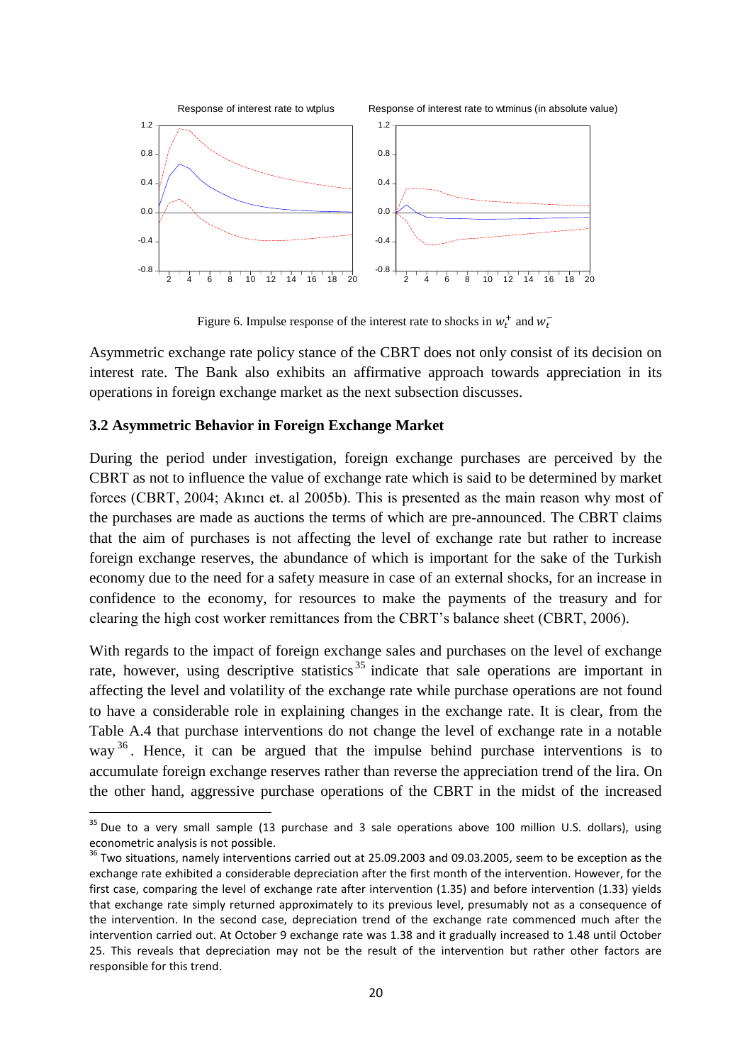Response of interest rate to wtplus

Response of interest rate to wtminus (in absolute value)

Figure 6. Impulse response of the interest rate to shocks in $w_t^+$ and $w_t^-$

Asymmetric exchange rate policy stance of the CBRT does not only consist of its decision on interest rate. The Bank also exhibits an affirmative approach towards appreciation in its operations in foreign exchange market as the next subsection discusses.

### 3.2 Asymmetric Behavior in Foreign Exchange Market

During the period under investigation, foreign exchange purchases are perceived by the CBRT as not to influence the value of exchange rate which is said to be determined by market forces (CBRT, 2004; Akıncı et. al 2005b). This is presented as the main reason why most of the purchases are made as auctions the terms of which are pre-announced. The CBRT claims that the aim of purchases is not affecting the level of exchange rate but rather to increase foreign exchange reserves, the abundance of which is important for the sake of the Turkish economy due to the need for a safety measure in case of an external shocks, for an increase in confidence to the economy, for resources to make the payments of the treasury and for clearing the high cost worker remittances from the CBRT's balance sheet (CBRT, 2006).

With regards to the impact of foreign exchange sales and purchases on the level of exchange rate, however, using descriptive statistics[35] indicate that sale operations are important in affecting the level and volatility of the exchange rate while purchase operations are not found to have a considerable role in explaining changes in the exchange rate. It is clear, from the Table A.4 that purchase interventions do not change the level of exchange rate in a notable way[36]. Hence, it can be argued that the impulse behind purchase interventions is to accumulate foreign exchange reserves rather than reverse the appreciation trend of the lira. On the other hand, aggressive purchase operations of the CBRT in the midst of the increased

[35] Due to a very small sample (13 purchase and 3 sale operations above 100 million U.S. dollars), using econometric analysis is not possible.

[36] Two situations, namely interventions carried out at 25.09.2003 and 09.03.2005, seem to be exception as the exchange rate exhibited a considerable depreciation after the first month of the intervention. However, for the first case, comparing the level of exchange rate after intervention (1.35) and before intervention (1.33) yields that exchange rate simply returned approximately to its previous level, presumably not as a consequence of the intervention. In the second case, depreciation trend of the exchange rate commenced much after the intervention carried out. At October 9 exchange rate was 1.38 and it gradually increased to 1.48 until October 25. This reveals that depreciation may not be the result of the intervention but rather other factors are responsible for this trend.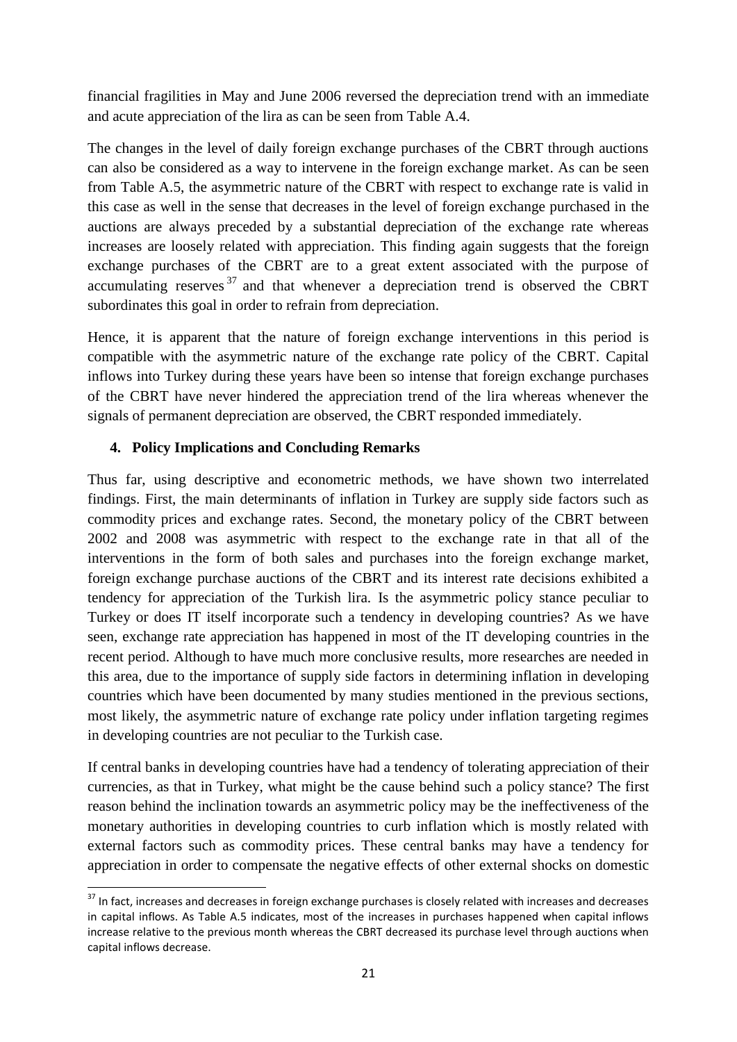financial fragilities in May and June 2006 reversed the depreciation trend with an immediate and acute appreciation of the lira as can be seen from Table A.4.

The changes in the level of daily foreign exchange purchases of the CBRT through auctions can also be considered as a way to intervene in the foreign exchange market. As can be seen from Table A.5, the asymmetric nature of the CBRT with respect to exchange rate is valid in this case as well in the sense that decreases in the level of foreign exchange purchased in the auctions are always preceded by a substantial depreciation of the exchange rate whereas increases are loosely related with appreciation. This finding again suggests that the foreign exchange purchases of the CBRT are to a great extent associated with the purpose of accumulating reserves [37] and that whenever a depreciation trend is observed the CBRT subordinates this goal in order to refrain from depreciation.

Hence, it is apparent that the nature of foreign exchange interventions in this period is compatible with the asymmetric nature of the exchange rate policy of the CBRT. Capital inflows into Turkey during these years have been so intense that foreign exchange purchases of the CBRT have never hindered the appreciation trend of the lira whereas whenever the signals of permanent depreciation are observed, the CBRT responded immediately.

## 4. Policy Implications and Concluding Remarks

Thus far, using descriptive and econometric methods, we have shown two interrelated findings. First, the main determinants of inflation in Turkey are supply side factors such as commodity prices and exchange rates. Second, the monetary policy of the CBRT between 2002 and 2008 was asymmetric with respect to the exchange rate in that all of the interventions in the form of both sales and purchases into the foreign exchange market, foreign exchange purchase auctions of the CBRT and its interest rate decisions exhibited a tendency for appreciation of the Turkish lira. Is the asymmetric policy stance peculiar to Turkey or does IT itself incorporate such a tendency in developing countries? As we have seen, exchange rate appreciation has happened in most of the IT developing countries in the recent period. Although to have much more conclusive results, more researches are needed in this area, due to the importance of supply side factors in determining inflation in developing countries which have been documented by many studies mentioned in the previous sections, most likely, the asymmetric nature of exchange rate policy under inflation targeting regimes in developing countries are not peculiar to the Turkish case.

If central banks in developing countries have had a tendency of tolerating appreciation of their currencies, as that in Turkey, what might be the cause behind such a policy stance? The first reason behind the inclination towards an asymmetric policy may be the ineffectiveness of the monetary authorities in developing countries to curb inflation which is mostly related with external factors such as commodity prices. These central banks may have a tendency for appreciation in order to compensate the negative effects of other external shocks on domestic

[37] In fact, increases and decreases in foreign exchange purchases is closely related with increases and decreases in capital inflows. As Table A.5 indicates, most of the increases in purchases happened when capital inflows increase relative to the previous month whereas the CBRT decreased its purchase level through auctions when capital inflows decrease.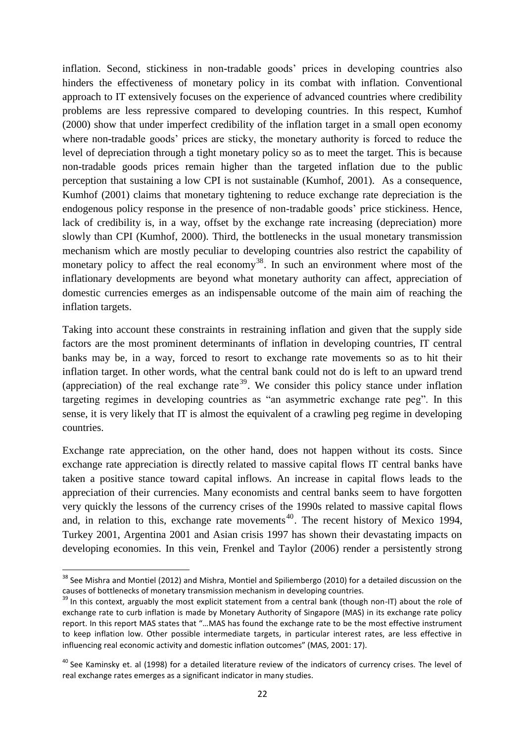inflation. Second, stickiness in non-tradable goods' prices in developing countries also hinders the effectiveness of monetary policy in its combat with inflation. Conventional approach to IT extensively focuses on the experience of advanced countries where credibility problems are less repressive compared to developing countries. In this respect, Kumhof (2000) show that under imperfect credibility of the inflation target in a small open economy where non-tradable goods' prices are sticky, the monetary authority is forced to reduce the level of depreciation through a tight monetary policy so as to meet the target. This is because non-tradable goods prices remain higher than the targeted inflation due to the public perception that sustaining a low CPI is not sustainable (Kumhof, 2001). As a consequence, Kumhof (2001) claims that monetary tightening to reduce exchange rate depreciation is the endogenous policy response in the presence of non-tradable goods' price stickiness. Hence, lack of credibility is, in a way, offset by the exchange rate increasing (depreciation) more slowly than CPI (Kumhof, 2000). Third, the bottlenecks in the usual monetary transmission mechanism which are mostly peculiar to developing countries also restrict the capability of monetary policy to affect the real economy[38]. In such an environment where most of the inflationary developments are beyond what monetary authority can affect, appreciation of domestic currencies emerges as an indispensable outcome of the main aim of reaching the inflation targets.

Taking into account these constraints in restraining inflation and given that the supply side factors are the most prominent determinants of inflation in developing countries, IT central banks may be, in a way, forced to resort to exchange rate movements so as to hit their inflation target. In other words, what the central bank could not do is left to an upward trend (appreciation) of the real exchange rate[39]. We consider this policy stance under inflation targeting regimes in developing countries as "an asymmetric exchange rate peg". In this sense, it is very likely that IT is almost the equivalent of a crawling peg regime in developing countries.

Exchange rate appreciation, on the other hand, does not happen without its costs. Since exchange rate appreciation is directly related to massive capital flows IT central banks have taken a positive stance toward capital inflows. An increase in capital flows leads to the appreciation of their currencies. Many economists and central banks seem to have forgotten very quickly the lessons of the currency crises of the 1990s related to massive capital flows and, in relation to this, exchange rate movements[40]. The recent history of Mexico 1994, Turkey 2001, Argentina 2001 and Asian crisis 1997 has shown their devastating impacts on developing economies. In this vein, Frenkel and Taylor (2006) render a persistently strong

---

[38] See Mishra and Montiel (2012) and Mishra, Montiel and Spiliembergo (2010) for a detailed discussion on the causes of bottlenecks of monetary transmission mechanism in developing countries.

[39] In this context, arguably the most explicit statement from a central bank (though non-IT) about the role of exchange rate to curb inflation is made by Monetary Authority of Singapore (MAS) in its exchange rate policy report. In this report MAS states that "…MAS has found the exchange rate to be the most effective instrument to keep inflation low. Other possible intermediate targets, in particular interest rates, are less effective in influencing real economic activity and domestic inflation outcomes" (MAS, 2001: 17).

[40] See Kaminsky et. al (1998) for a detailed literature review of the indicators of currency crises. The level of real exchange rates emerges as a significant indicator in many studies.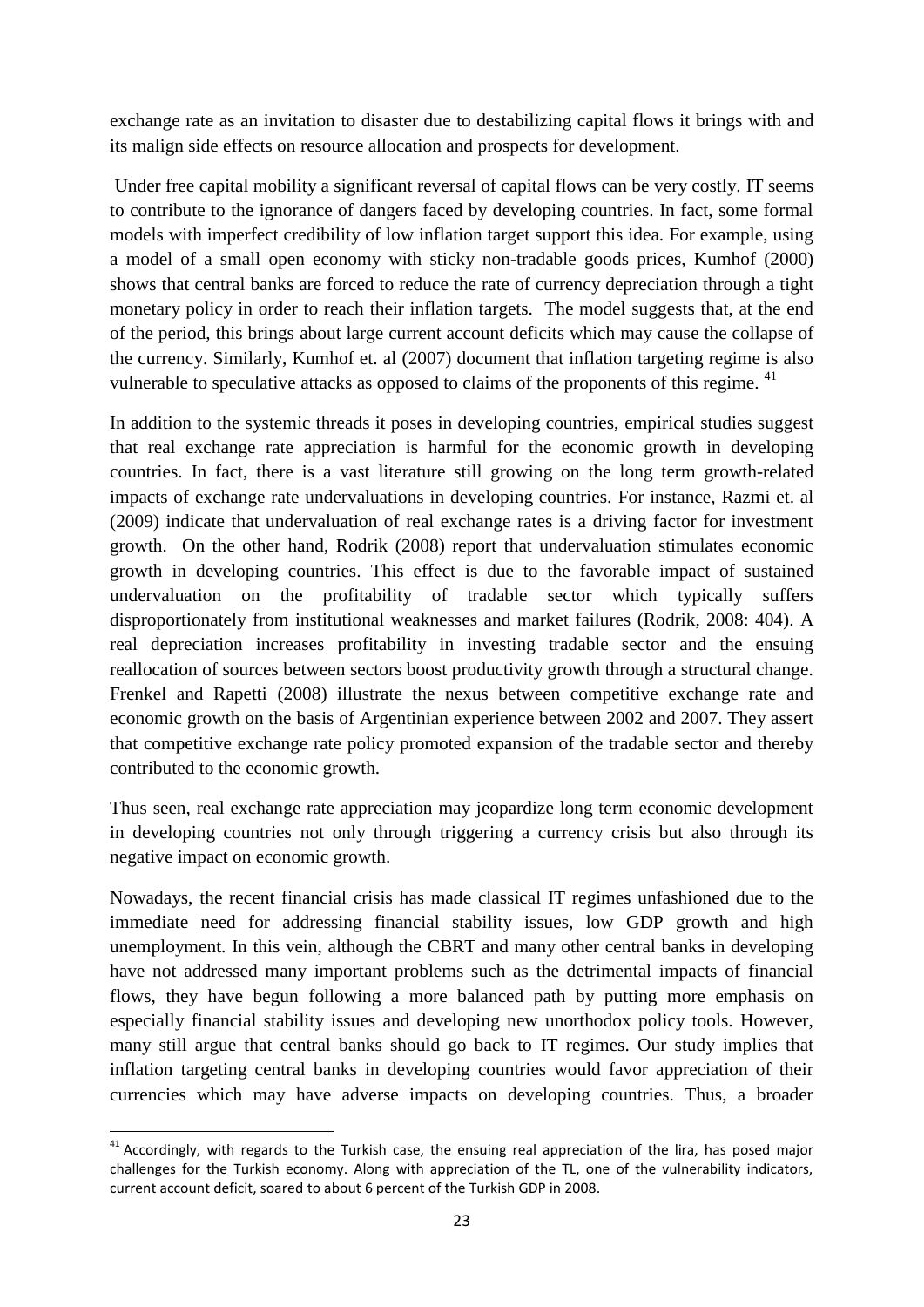exchange rate as an invitation to disaster due to destabilizing capital flows it brings with and its malign side effects on resource allocation and prospects for development.

Under free capital mobility a significant reversal of capital flows can be very costly. IT seems to contribute to the ignorance of dangers faced by developing countries. In fact, some formal models with imperfect credibility of low inflation target support this idea. For example, using a model of a small open economy with sticky non-tradable goods prices, Kumhof (2000) shows that central banks are forced to reduce the rate of currency depreciation through a tight monetary policy in order to reach their inflation targets. The model suggests that, at the end of the period, this brings about large current account deficits which may cause the collapse of the currency. Similarly, Kumhof et. al (2007) document that inflation targeting regime is also vulnerable to speculative attacks as opposed to claims of the proponents of this regime. [41]

In addition to the systemic threads it poses in developing countries, empirical studies suggest that real exchange rate appreciation is harmful for the economic growth in developing countries. In fact, there is a vast literature still growing on the long term growth-related impacts of exchange rate undervaluations in developing countries. For instance, Razmi et. al (2009) indicate that undervaluation of real exchange rates is a driving factor for investment growth. On the other hand, Rodrik (2008) report that undervaluation stimulates economic growth in developing countries. This effect is due to the favorable impact of sustained undervaluation on the profitability of tradable sector which typically suffers disproportionately from institutional weaknesses and market failures (Rodrik, 2008: 404). A real depreciation increases profitability in investing tradable sector and the ensuing reallocation of sources between sectors boost productivity growth through a structural change. Frenkel and Rapetti (2008) illustrate the nexus between competitive exchange rate and economic growth on the basis of Argentinian experience between 2002 and 2007. They assert that competitive exchange rate policy promoted expansion of the tradable sector and thereby contributed to the economic growth.

Thus seen, real exchange rate appreciation may jeopardize long term economic development in developing countries not only through triggering a currency crisis but also through its negative impact on economic growth.

Nowadays, the recent financial crisis has made classical IT regimes unfashioned due to the immediate need for addressing financial stability issues, low GDP growth and high unemployment. In this vein, although the CBRT and many other central banks in developing have not addressed many important problems such as the detrimental impacts of financial flows, they have begun following a more balanced path by putting more emphasis on especially financial stability issues and developing new unorthodox policy tools. However, many still argue that central banks should go back to IT regimes. Our study implies that inflation targeting central banks in developing countries would favor appreciation of their currencies which may have adverse impacts on developing countries. Thus, a broader

---

[41] Accordingly, with regards to the Turkish case, the ensuing real appreciation of the lira, has posed major challenges for the Turkish economy. Along with appreciation of the TL, one of the vulnerability indicators, current account deficit, soared to about 6 percent of the Turkish GDP in 2008.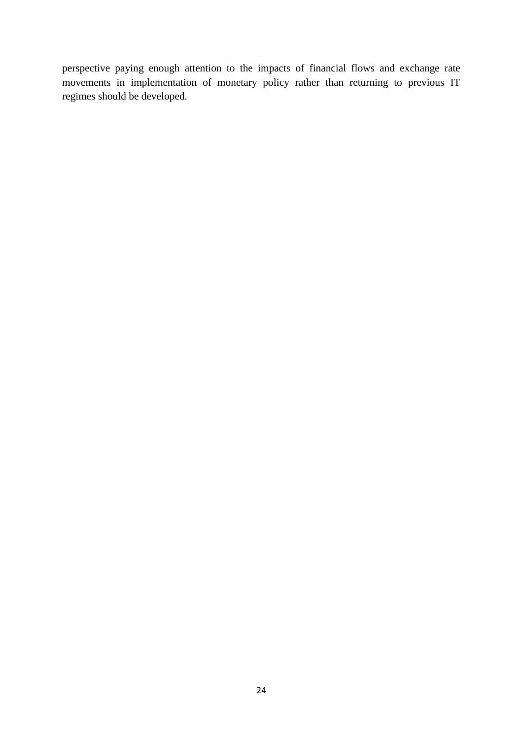perspective paying enough attention to the impacts of financial flows and exchange rate movements in implementation of monetary policy rather than returning to previous IT regimes should be developed.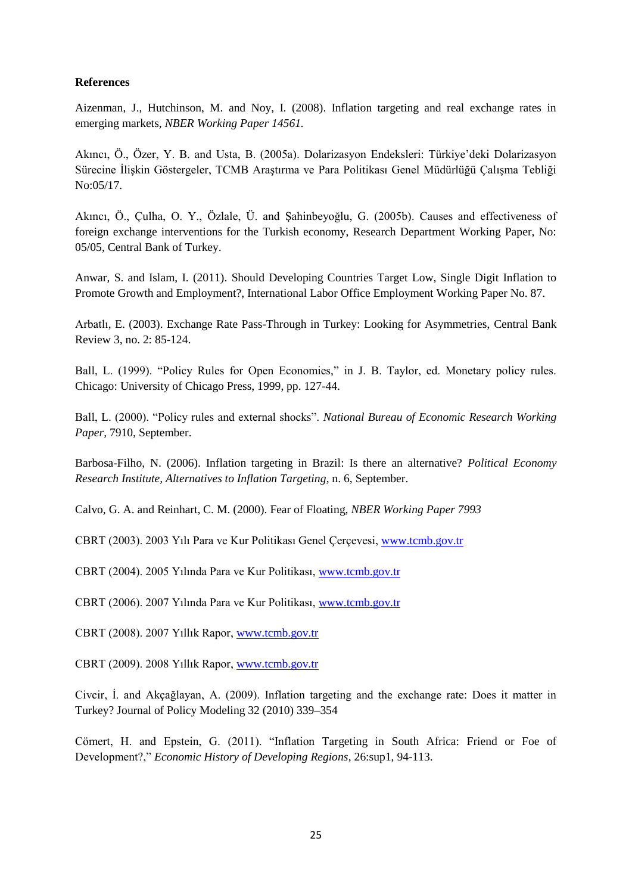**References**

Aizenman, J., Hutchinson, M. and Noy, I. (2008). Inflation targeting and real exchange rates in emerging markets, *NBER Working Paper 14561*.

Akıncı, Ö., Özer, Y. B. and Usta, B. (2005a). Dolarizasyon Endeksleri: Türkiye'deki Dolarizasyon Sürecine İlişkin Göstergeler, TCMB Araştırma ve Para Politikası Genel Müdürlüğü Çalışma Tebliği No:05/17.

Akıncı, Ö., Çulha, O. Y., Özlale, Ü. and Şahinbeyoğlu, G. (2005b). Causes and effectiveness of foreign exchange interventions for the Turkish economy, Research Department Working Paper, No: 05/05, Central Bank of Turkey.

Anwar, S. and Islam, I. (2011). Should Developing Countries Target Low, Single Digit Inflation to Promote Growth and Employment?, International Labor Office Employment Working Paper No. 87.

Arbatlı, E. (2003). Exchange Rate Pass-Through in Turkey: Looking for Asymmetries, Central Bank Review 3, no. 2: 85-124.

Ball, L. (1999). "Policy Rules for Open Economies," in J. B. Taylor, ed. Monetary policy rules. Chicago: University of Chicago Press, 1999, pp. 127-44.

Ball, L. (2000). "Policy rules and external shocks". *National Bureau of Economic Research Working Paper*, 7910, September.

Barbosa-Filho, N. (2006). Inflation targeting in Brazil: Is there an alternative? *Political Economy Research Institute, Alternatives to Inflation Targeting*, n. 6, September.

Calvo, G. A. and Reinhart, C. M. (2000). Fear of Floating, *NBER Working Paper 7993*

CBRT (2003). 2003 Yılı Para ve Kur Politikası Genel Çerçevesi, www.tcmb.gov.tr

CBRT (2004). 2005 Yılında Para ve Kur Politikası, www.tcmb.gov.tr

CBRT (2006). 2007 Yılında Para ve Kur Politikası, www.tcmb.gov.tr

CBRT (2008). 2007 Yıllık Rapor, www.tcmb.gov.tr

CBRT (2009). 2008 Yıllık Rapor, www.tcmb.gov.tr

Civcir, İ. and Akçağlayan, A. (2009). Inflation targeting and the exchange rate: Does it matter in Turkey? Journal of Policy Modeling 32 (2010) 339–354

Cömert, H. and Epstein, G. (2011). "Inflation Targeting in South Africa: Friend or Foe of Development?," *Economic History of Developing Regions*, 26:sup1, 94-113.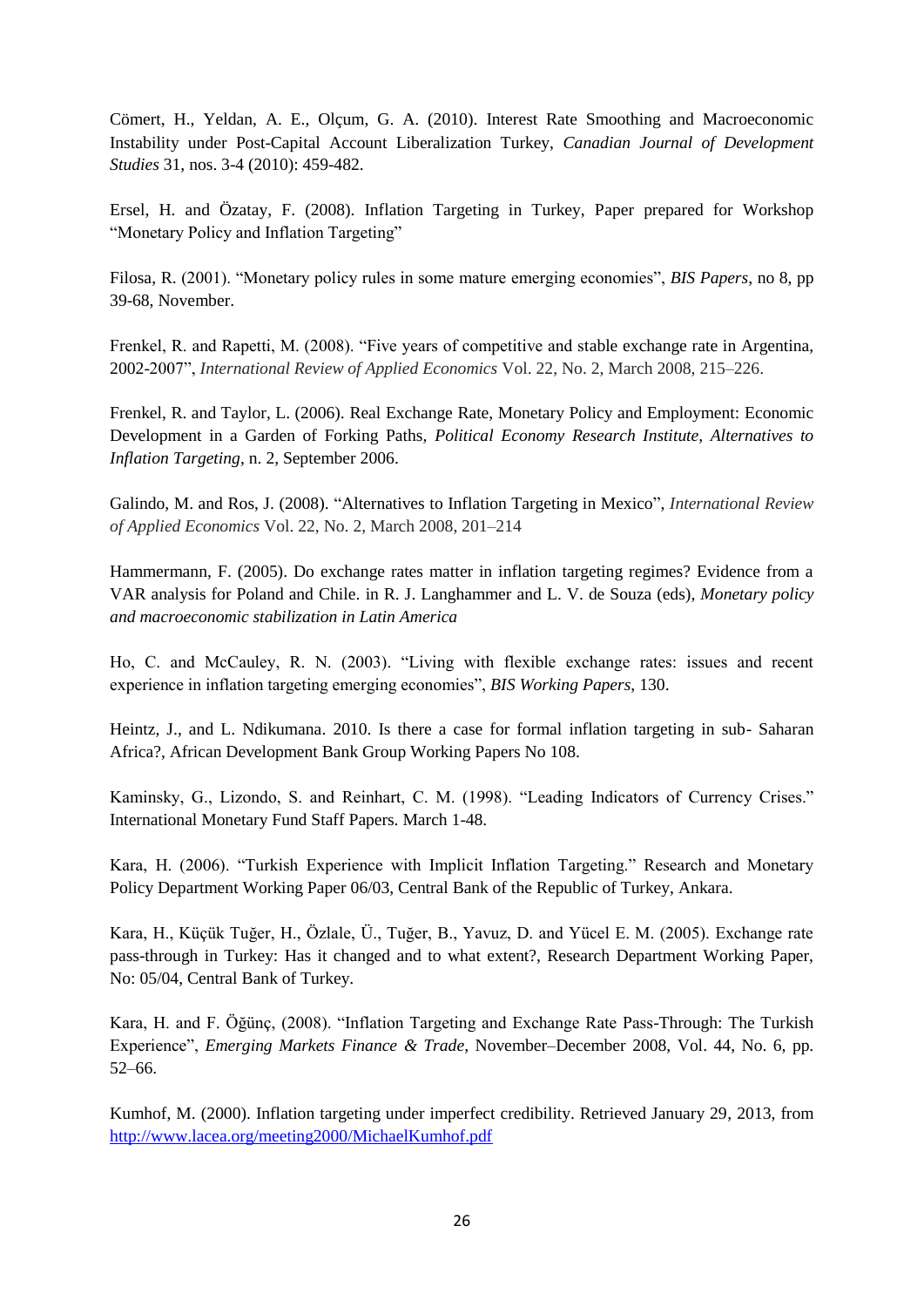Cömert, H., Yeldan, A. E., Olçum, G. A. (2010). Interest Rate Smoothing and Macroeconomic Instability under Post-Capital Account Liberalization Turkey, *Canadian Journal of Development Studies* 31, nos. 3-4 (2010): 459-482.

Ersel, H. and Özatay, F. (2008). Inflation Targeting in Turkey, Paper prepared for Workshop "Monetary Policy and Inflation Targeting"

Filosa, R. (2001). "Monetary policy rules in some mature emerging economies", *BIS Papers*, no 8, pp 39-68, November.

Frenkel, R. and Rapetti, M. (2008). "Five years of competitive and stable exchange rate in Argentina, 2002-2007", *International Review of Applied Economics* Vol. 22, No. 2, March 2008, 215–226.

Frenkel, R. and Taylor, L. (2006). Real Exchange Rate, Monetary Policy and Employment: Economic Development in a Garden of Forking Paths, *Political Economy Research Institute, Alternatives to Inflation Targeting*, n. 2, September 2006.

Galindo, M. and Ros, J. (2008). "Alternatives to Inflation Targeting in Mexico", *International Review of Applied Economics* Vol. 22, No. 2, March 2008, 201–214

Hammermann, F. (2005). Do exchange rates matter in inflation targeting regimes? Evidence from a VAR analysis for Poland and Chile. in R. J. Langhammer and L. V. de Souza (eds), *Monetary policy and macroeconomic stabilization in Latin America*

Ho, C. and McCauley, R. N. (2003). "Living with flexible exchange rates: issues and recent experience in inflation targeting emerging economies", *BIS Working Papers*, 130.

Heintz, J., and L. Ndikumana. 2010. Is there a case for formal inflation targeting in sub- Saharan Africa?, African Development Bank Group Working Papers No 108.

Kaminsky, G., Lizondo, S. and Reinhart, C. M. (1998). "Leading Indicators of Currency Crises." International Monetary Fund Staff Papers. March 1-48.

Kara, H. (2006). "Turkish Experience with Implicit Inflation Targeting." Research and Monetary Policy Department Working Paper 06/03, Central Bank of the Republic of Turkey, Ankara.

Kara, H., Küçük Tuğer, H., Özlale, Ü., Tuğer, B., Yavuz, D. and Yücel E. M. (2005). Exchange rate pass-through in Turkey: Has it changed and to what extent?, Research Department Working Paper, No: 05/04, Central Bank of Turkey.

Kara, H. and F. Öğünç, (2008). "Inflation Targeting and Exchange Rate Pass-Through: The Turkish Experience", *Emerging Markets Finance & Trade*, November–December 2008, Vol. 44, No. 6, pp. 52–66.

Kumhof, M. (2000). Inflation targeting under imperfect credibility. Retrieved January 29, 2013, from http://www.lacea.org/meeting2000/MichaelKumhof.pdf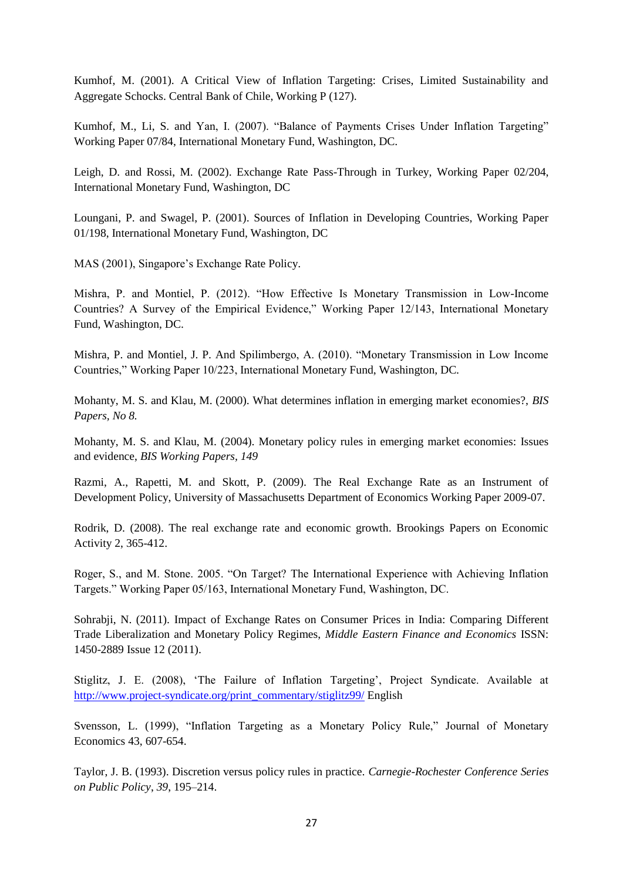Kumhof, M. (2001). A Critical View of Inflation Targeting: Crises, Limited Sustainability and Aggregate Schocks. Central Bank of Chile, Working P (127).

Kumhof, M., Li, S. and Yan, I. (2007). "Balance of Payments Crises Under Inflation Targeting" Working Paper 07/84, International Monetary Fund, Washington, DC.

Leigh, D. and Rossi, M. (2002). Exchange Rate Pass-Through in Turkey, Working Paper 02/204, International Monetary Fund, Washington, DC

Loungani, P. and Swagel, P. (2001). Sources of Inflation in Developing Countries, Working Paper 01/198, International Monetary Fund, Washington, DC

MAS (2001), Singapore's Exchange Rate Policy.

Mishra, P. and Montiel, P. (2012). "How Effective Is Monetary Transmission in Low-Income Countries? A Survey of the Empirical Evidence," Working Paper 12/143, International Monetary Fund, Washington, DC.

Mishra, P. and Montiel, J. P. And Spilimbergo, A. (2010). "Monetary Transmission in Low Income Countries," Working Paper 10/223, International Monetary Fund, Washington, DC.

Mohanty, M. S. and Klau, M. (2000). What determines inflation in emerging market economies?, *BIS Papers, No 8.*

Mohanty, M. S. and Klau, M. (2004). Monetary policy rules in emerging market economies: Issues and evidence, *BIS Working Papers, 149*

Razmi, A., Rapetti, M. and Skott, P. (2009). The Real Exchange Rate as an Instrument of Development Policy, University of Massachusetts Department of Economics Working Paper 2009-07.

Rodrik, D. (2008). The real exchange rate and economic growth. Brookings Papers on Economic Activity 2, 365-412.

Roger, S., and M. Stone. 2005. "On Target? The International Experience with Achieving Inflation Targets." Working Paper 05/163, International Monetary Fund, Washington, DC.

Sohrabji, N. (2011). Impact of Exchange Rates on Consumer Prices in India: Comparing Different Trade Liberalization and Monetary Policy Regimes, *Middle Eastern Finance and Economics* ISSN: 1450-2889 Issue 12 (2011).

Stiglitz, J. E. (2008), 'The Failure of Inflation Targeting', Project Syndicate. Available at http://www.project-syndicate.org/print_commentary/stiglitz99/ English

Svensson, L. (1999), "Inflation Targeting as a Monetary Policy Rule," Journal of Monetary Economics 43, 607-654.

Taylor, J. B. (1993). Discretion versus policy rules in practice. *Carnegie-Rochester Conference Series on Public Policy*, *39*, 195–214.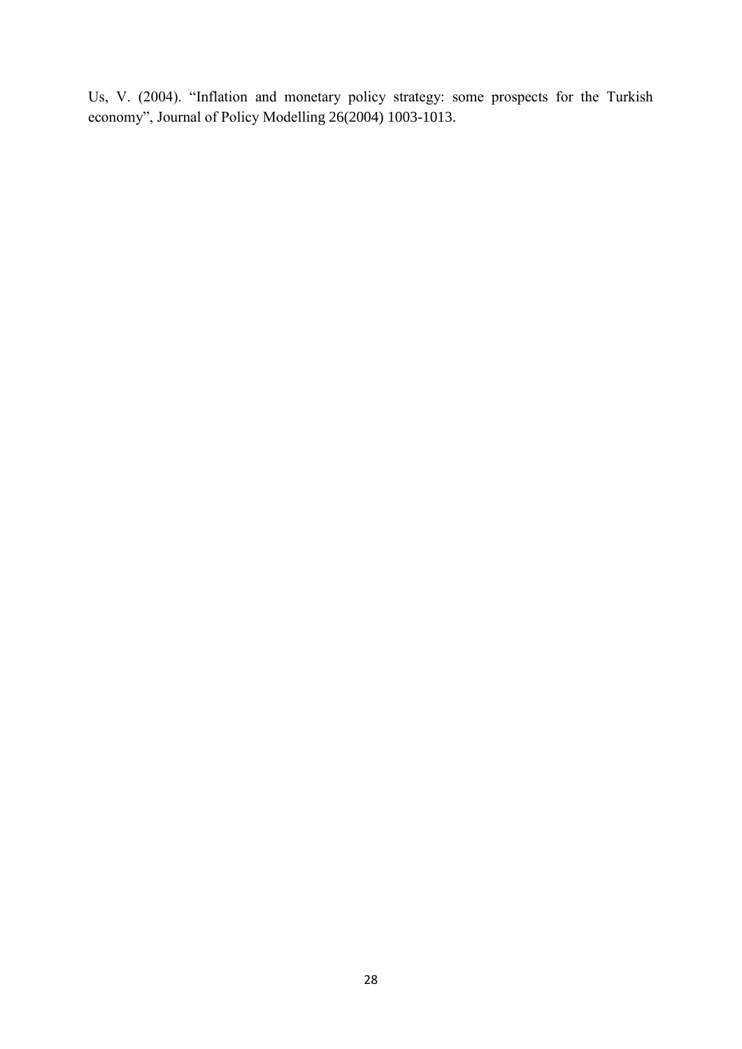Us, V. (2004). "Inflation and monetary policy strategy: some prospects for the Turkish economy", Journal of Policy Modelling 26(2004) 1003-1013.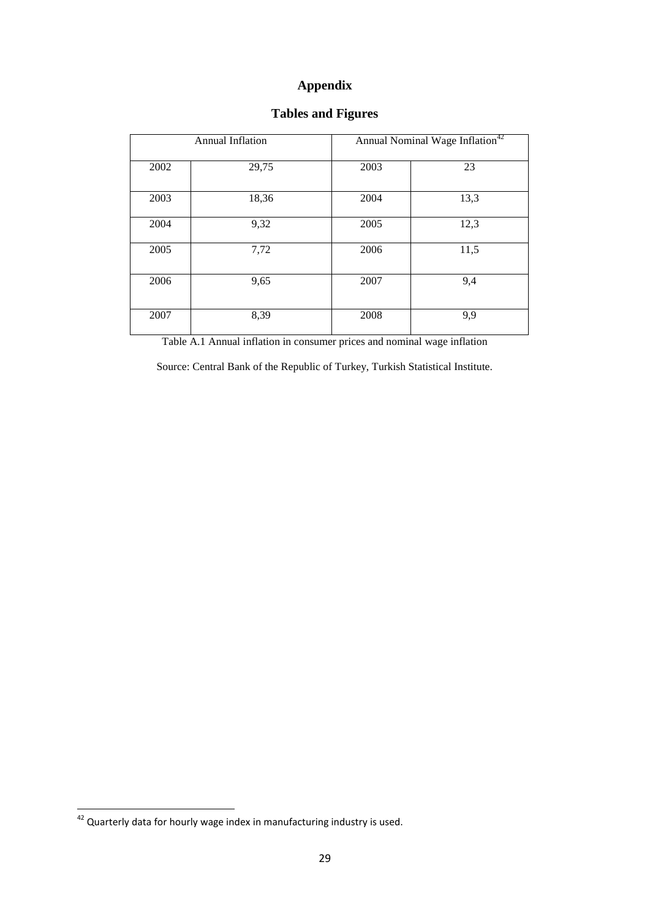# Appendix

## Tables and Figures

| Annual Inflation | | Annual Nominal Wage Inflation[42] | |
|---|---|---|---|
| 2002 | 29,75 | 2003 | 23 |
| 2003 | 18,36 | 2004 | 13,3 |
| 2004 | 9,32 | 2005 | 12,3 |
| 2005 | 7,72 | 2006 | 11,5 |
| 2006 | 9,65 | 2007 | 9,4 |
| 2007 | 8,39 | 2008 | 9,9 |

Table A.1 Annual inflation in consumer prices and nominal wage inflation

Source: Central Bank of the Republic of Turkey, Turkish Statistical Institute.

[42] Quarterly data for hourly wage index in manufacturing industry is used.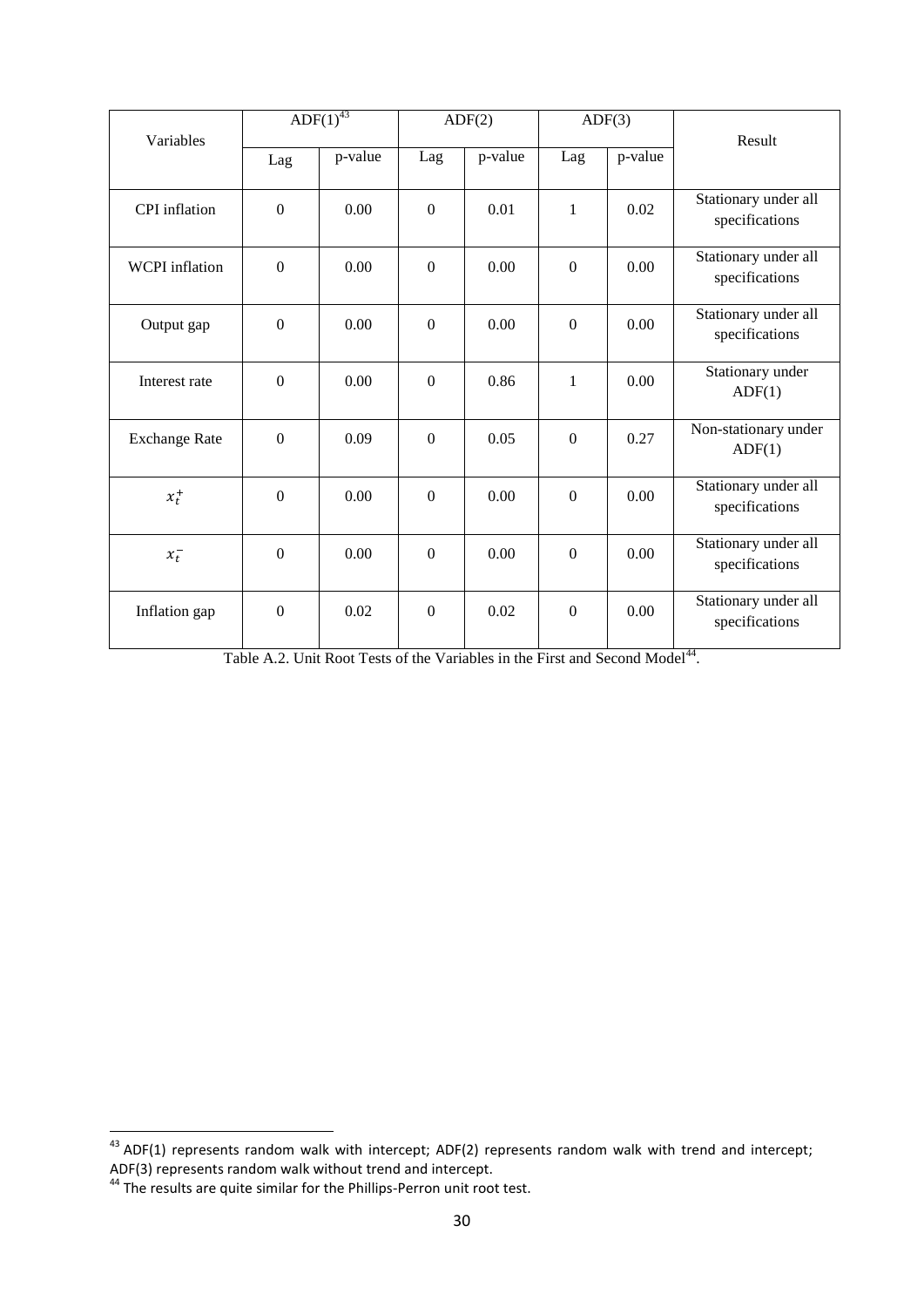| Variables | ADF(1)[43] | | ADF(2) | | ADF(3) | | Result |
|---|---|---|---|---|---|---|---|
| | Lag | p-value | Lag | p-value | Lag | p-value | |
| CPI inflation | 0 | 0.00 | 0 | 0.01 | 1 | 0.02 | Stationary under all specifications |
| WCPI inflation | 0 | 0.00 | 0 | 0.00 | 0 | 0.00 | Stationary under all specifications |
| Output gap | 0 | 0.00 | 0 | 0.00 | 0 | 0.00 | Stationary under all specifications |
| Interest rate | 0 | 0.00 | 0 | 0.86 | 1 | 0.00 | Stationary under ADF(1) |
| Exchange Rate | 0 | 0.09 | 0 | 0.05 | 0 | 0.27 | Non-stationary under ADF(1) |
| $x_t^+$ | 0 | 0.00 | 0 | 0.00 | 0 | 0.00 | Stationary under all specifications |
| $x_t^-$ | 0 | 0.00 | 0 | 0.00 | 0 | 0.00 | Stationary under all specifications |
| Inflation gap | 0 | 0.02 | 0 | 0.02 | 0 | 0.00 | Stationary under all specifications |

Table A.2. Unit Root Tests of the Variables in the First and Second Model[44].

[43] ADF(1) represents random walk with intercept; ADF(2) represents random walk with trend and intercept; ADF(3) represents random walk without trend and intercept.

[44] The results are quite similar for the Phillips-Perron unit root test.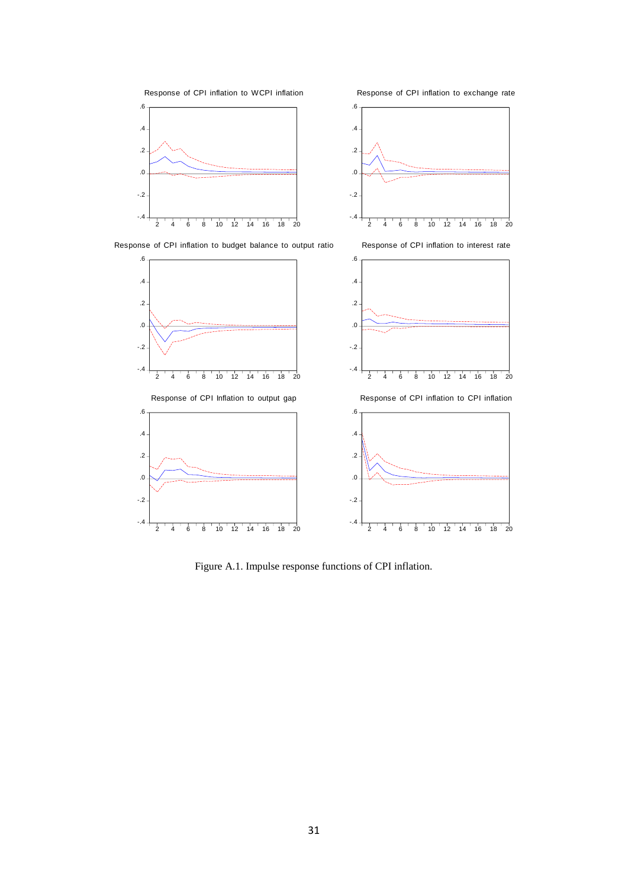Response of CPI inflation to WCPI inflation

Response of CPI inflation to exchange rate

Response of CPI inflation to budget balance to output ratio

Response of CPI inflation to interest rate

Response of CPI Inflation to output gap

Response of CPI inflation to CPI inflation

Figure A.1. Impulse response functions of CPI inflation.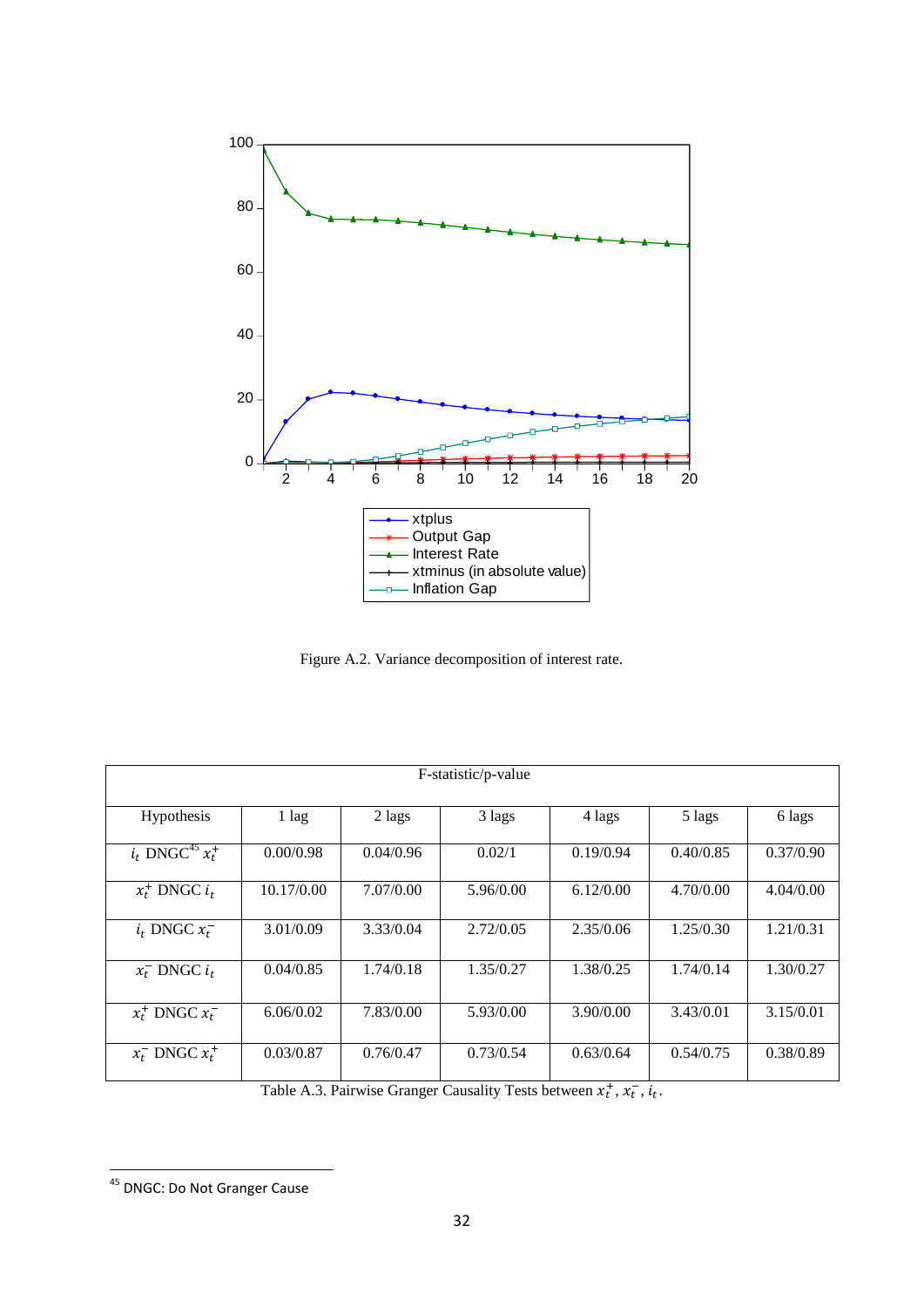Figure A.2. Variance decomposition of interest rate.

| F-statistic/p-value | | | | | | |
|---|---|---|---|---|---|---|
| Hypothesis | 1 lag | 2 lags | 3 lags | 4 lags | 5 lags | 6 lags |
| $i_t$ DNGC[45] $x_t^+$ | 0.00/0.98 | 0.04/0.96 | 0.02/1 | 0.19/0.94 | 0.40/0.85 | 0.37/0.90 |
| $x_t^+$ DNGC $i_t$ | 10.17/0.00 | 7.07/0.00 | 5.96/0.00 | 6.12/0.00 | 4.70/0.00 | 4.04/0.00 |
| $i_t$ DNGC $x_t^-$ | 3.01/0.09 | 3.33/0.04 | 2.72/0.05 | 2.35/0.06 | 1.25/0.30 | 1.21/0.31 |
| $x_t^-$ DNGC $i_t$ | 0.04/0.85 | 1.74/0.18 | 1.35/0.27 | 1.38/0.25 | 1.74/0.14 | 1.30/0.27 |
| $x_t^+$ DNGC $x_t^-$ | 6.06/0.02 | 7.83/0.00 | 5.93/0.00 | 3.90/0.00 | 3.43/0.01 | 3.15/0.01 |
| $x_t^-$ DNGC $x_t^+$ | 0.03/0.87 | 0.76/0.47 | 0.73/0.54 | 0.63/0.64 | 0.54/0.75 | 0.38/0.89 |

Table A.3. Pairwise Granger Causality Tests between $x_t^+$, $x_t^-$, $i_t$.

[45] DNGC: Do Not Granger Cause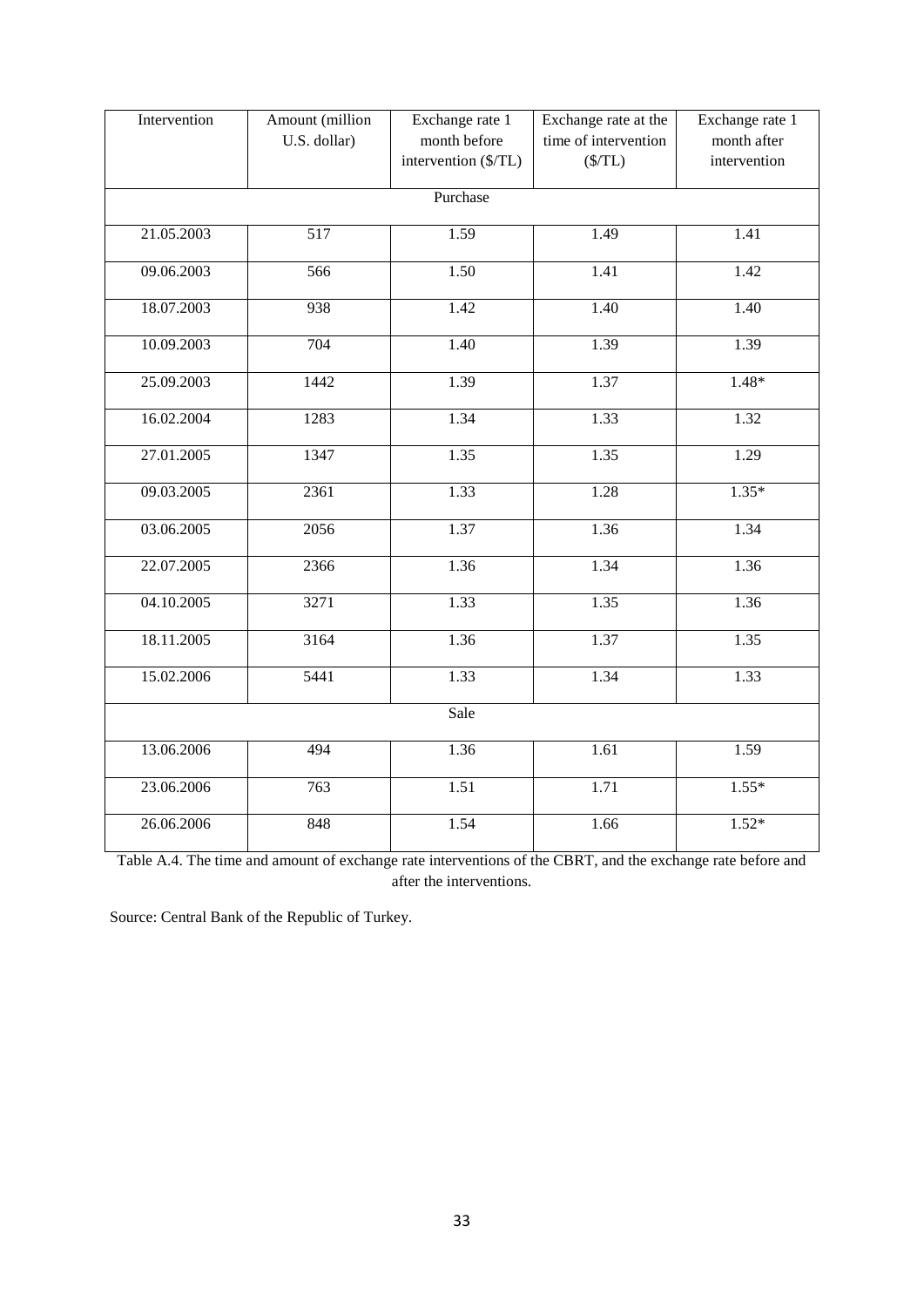| Intervention | Amount (million U.S. dollar) | Exchange rate 1 month before intervention ($/TL) | Exchange rate at the time of intervention ($/TL) | Exchange rate 1 month after intervention |
|---|---|---|---|---|
| Purchase | | | | |
| 21.05.2003 | 517 | 1.59 | 1.49 | 1.41 |
| 09.06.2003 | 566 | 1.50 | 1.41 | 1.42 |
| 18.07.2003 | 938 | 1.42 | 1.40 | 1.40 |
| 10.09.2003 | 704 | 1.40 | 1.39 | 1.39 |
| 25.09.2003 | 1442 | 1.39 | 1.37 | 1.48* |
| 16.02.2004 | 1283 | 1.34 | 1.33 | 1.32 |
| 27.01.2005 | 1347 | 1.35 | 1.35 | 1.29 |
| 09.03.2005 | 2361 | 1.33 | 1.28 | 1.35* |
| 03.06.2005 | 2056 | 1.37 | 1.36 | 1.34 |
| 22.07.2005 | 2366 | 1.36 | 1.34 | 1.36 |
| 04.10.2005 | 3271 | 1.33 | 1.35 | 1.36 |
| 18.11.2005 | 3164 | 1.36 | 1.37 | 1.35 |
| 15.02.2006 | 5441 | 1.33 | 1.34 | 1.33 |
| Sale | | | | |
| 13.06.2006 | 494 | 1.36 | 1.61 | 1.59 |
| 23.06.2006 | 763 | 1.51 | 1.71 | 1.55* |
| 26.06.2006 | 848 | 1.54 | 1.66 | 1.52* |

Table A.4. The time and amount of exchange rate interventions of the CBRT, and the exchange rate before and after the interventions.

Source: Central Bank of the Republic of Turkey.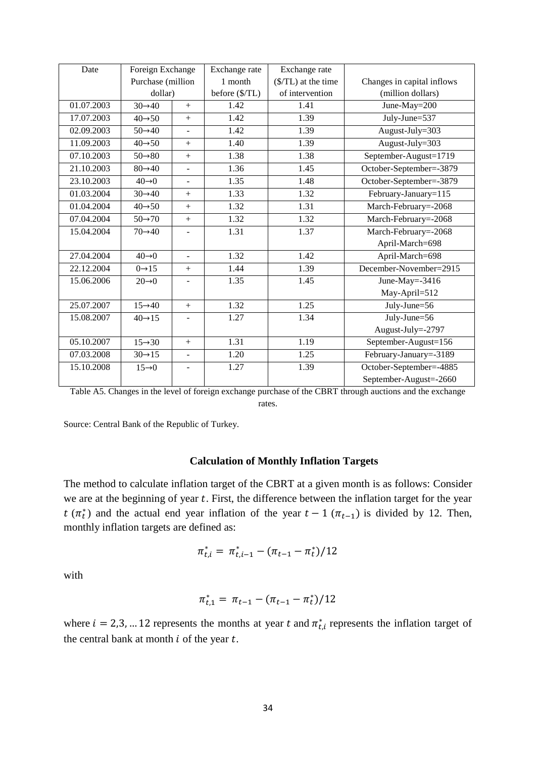| Date | Foreign Exchange Purchase (million dollar) | | Exchange rate 1 month before ($/TL) | Exchange rate ($/TL) at the time of intervention | Changes in capital inflows (million dollars) |
|---|---|---|---|---|---|
| 01.07.2003 | 30→40 | + | 1.42 | 1.41 | June-May=200 |
| 17.07.2003 | 40→50 | + | 1.42 | 1.39 | July-June=537 |
| 02.09.2003 | 50→40 | - | 1.42 | 1.39 | August-July=303 |
| 11.09.2003 | 40→50 | + | 1.40 | 1.39 | August-July=303 |
| 07.10.2003 | 50→80 | + | 1.38 | 1.38 | September-August=1719 |
| 21.10.2003 | 80→40 | - | 1.36 | 1.45 | October-September=-3879 |
| 23.10.2003 | 40→0 | - | 1.35 | 1.48 | October-September=-3879 |
| 01.03.2004 | 30→40 | + | 1.33 | 1.32 | February-January=115 |
| 01.04.2004 | 40→50 | + | 1.32 | 1.31 | March-February=-2068 |
| 07.04.2004 | 50→70 | + | 1.32 | 1.32 | March-February=-2068 |
| 15.04.2004 | 70→40 | - | 1.31 | 1.37 | March-February=-2068<br>April-March=698 |
| 27.04.2004 | 40→0 | - | 1.32 | 1.42 | April-March=698 |
| 22.12.2004 | 0→15 | + | 1.44 | 1.39 | December-November=2915 |
| 15.06.2006 | 20→0 | - | 1.35 | 1.45 | June-May=-3416<br>May-April=512 |
| 25.07.2007 | 15→40 | + | 1.32 | 1.25 | July-June=56 |
| 15.08.2007 | 40→15 | - | 1.27 | 1.34 | July-June=56<br>August-July=-2797 |
| 05.10.2007 | 15→30 | + | 1.31 | 1.19 | September-August=156 |
| 07.03.2008 | 30→15 | - | 1.20 | 1.25 | February-January=-3189 |
| 15.10.2008 | 15→0 | - | 1.27 | 1.39 | October-September=-4885<br>September-August=-2660 |

Table A5. Changes in the level of foreign exchange purchase of the CBRT through auctions and the exchange rates.

Source: Central Bank of the Republic of Turkey.

### Calculation of Monthly Inflation Targets

The method to calculate inflation target of the CBRT at a given month is as follows: Consider we are at the beginning of year $t$. First, the difference between the inflation target for the year $t$ ($\pi_t^*$) and the actual end year inflation of the year $t-1$ ($\pi_{t-1}$) is divided by 12. Then, monthly inflation targets are defined as:

$$\pi_{t,i}^* = \pi_{t,i-1}^* - (\pi_{t-1} - \pi_t^*)/12$$

with

$$\pi_{t,1}^* = \pi_{t-1} - (\pi_{t-1} - \pi_t^*)/12$$

where $i = 2,3, \ldots 12$ represents the months at year $t$ and $\pi_{t,i}^*$ represents the inflation target of the central bank at month $i$ of the year $t$.